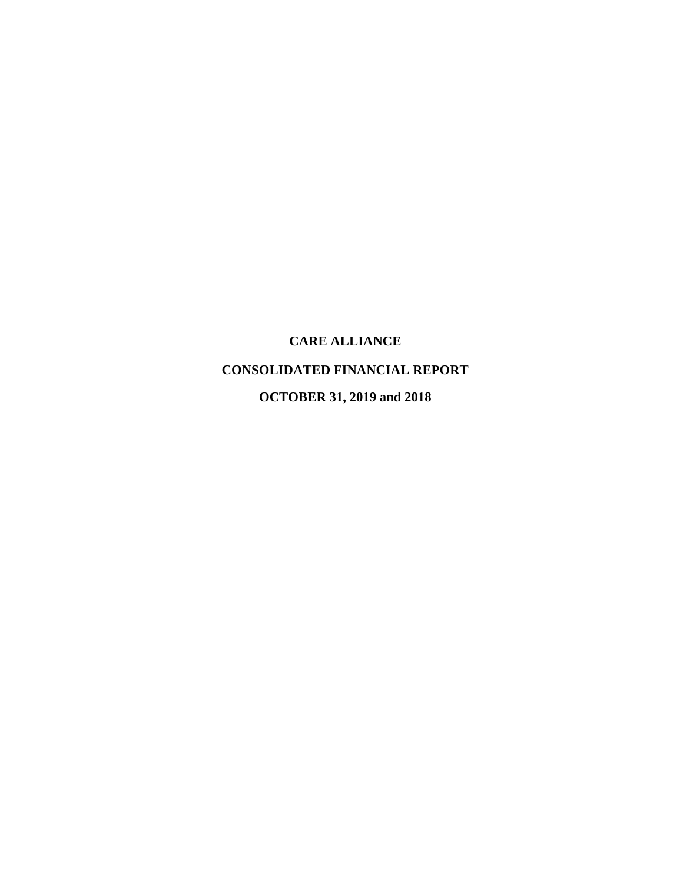# CARE ALLIANCE

## CONSOLIDATED FINANCIAL REPORT

## OCTOBER 31, 2019 and 2018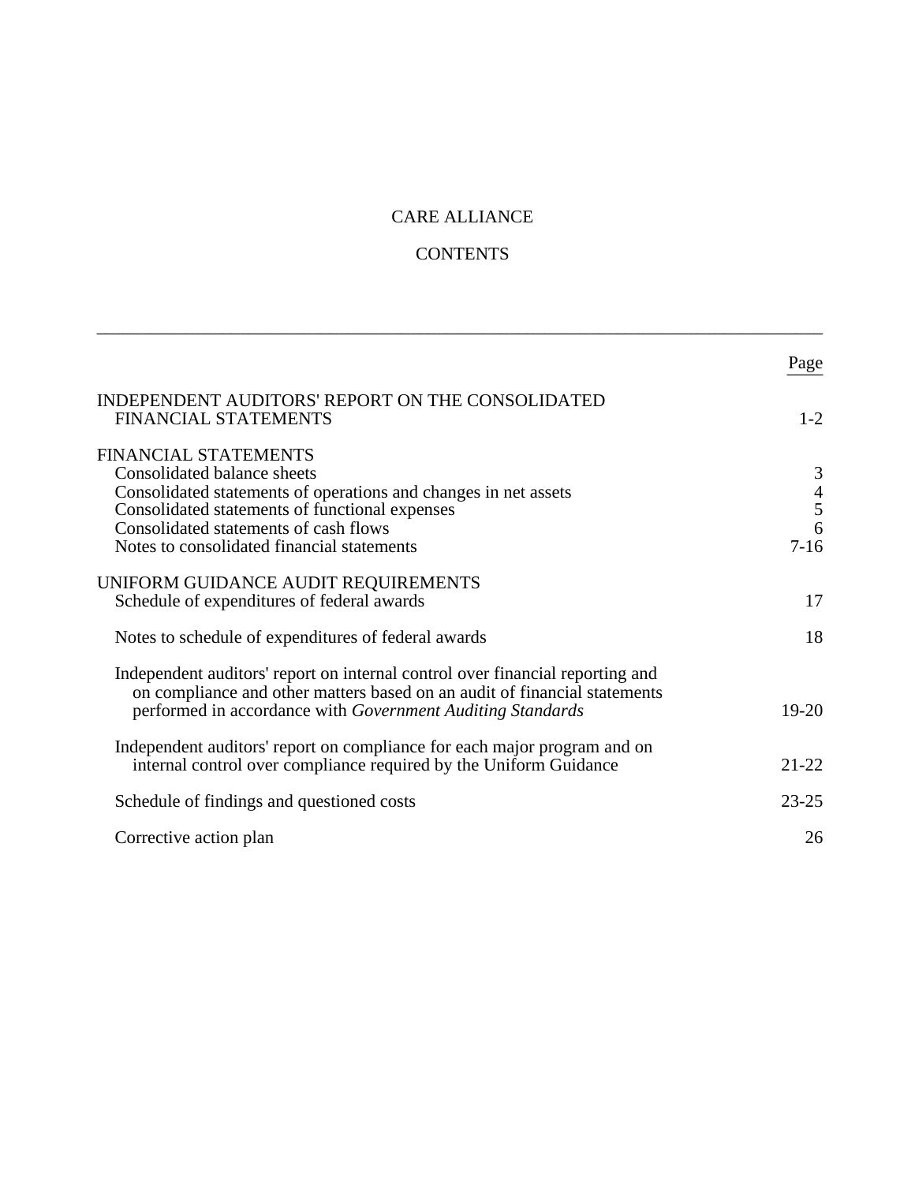# CARE ALLIANCE

## CONTENTS

| | Page |
|---|---|
| INDEPENDENT AUDITORS' REPORT ON THE CONSOLIDATED FINANCIAL STATEMENTS | 1-2 |
| FINANCIAL STATEMENTS | |
| Consolidated balance sheets | 3 |
| Consolidated statements of operations and changes in net assets | 4 |
| Consolidated statements of functional expenses | 5 |
| Consolidated statements of cash flows | 6 |
| Notes to consolidated financial statements | 7-16 |
| UNIFORM GUIDANCE AUDIT REQUIREMENTS | |
| Schedule of expenditures of federal awards | 17 |
| Notes to schedule of expenditures of federal awards | 18 |
| Independent auditors' report on internal control over financial reporting and on compliance and other matters based on an audit of financial statements performed in accordance with *Government Auditing Standards* | 19-20 |
| Independent auditors' report on compliance for each major program and on internal control over compliance required by the Uniform Guidance | 21-22 |
| Schedule of findings and questioned costs | 23-25 |
| Corrective action plan | 26 |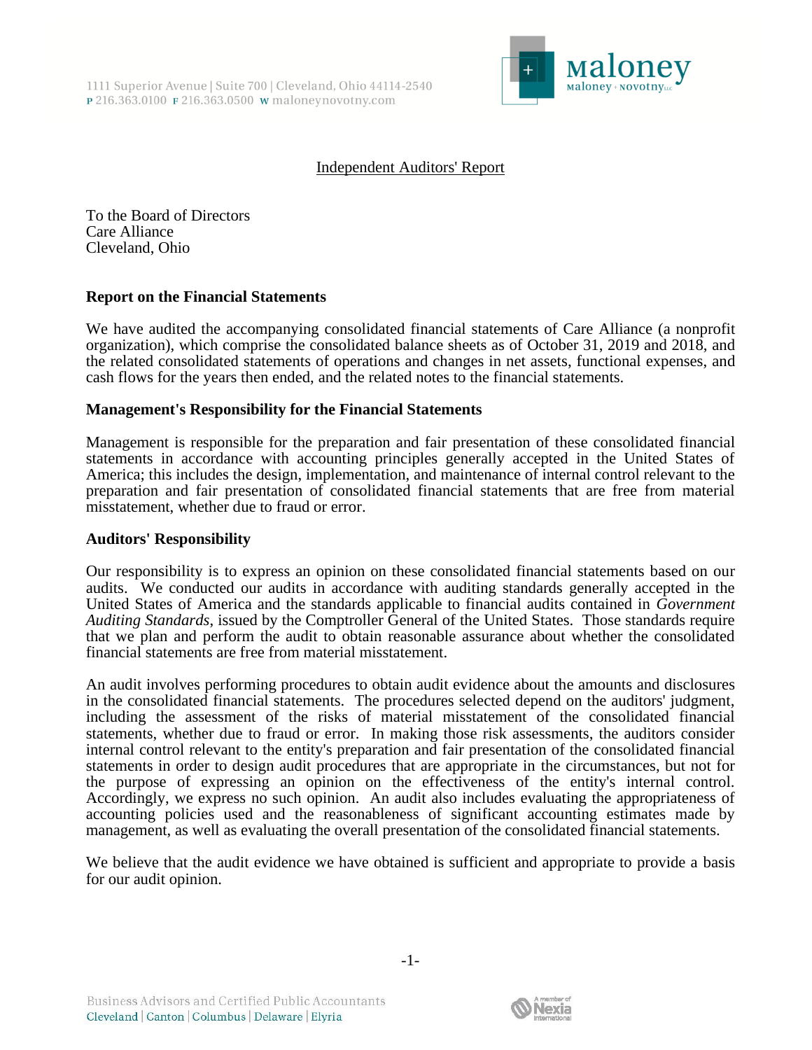1111 Superior Avenue | Suite 700 | Cleveland, Ohio 44114-2540
P 216.363.0100 F 216.363.0500 W maloneynovotny.com

# Independent Auditors' Report

To the Board of Directors
Care Alliance
Cleveland, Ohio

## Report on the Financial Statements

We have audited the accompanying consolidated financial statements of Care Alliance (a nonprofit organization), which comprise the consolidated balance sheets as of October 31, 2019 and 2018, and the related consolidated statements of operations and changes in net assets, functional expenses, and cash flows for the years then ended, and the related notes to the financial statements.

## Management's Responsibility for the Financial Statements

Management is responsible for the preparation and fair presentation of these consolidated financial statements in accordance with accounting principles generally accepted in the United States of America; this includes the design, implementation, and maintenance of internal control relevant to the preparation and fair presentation of consolidated financial statements that are free from material misstatement, whether due to fraud or error.

## Auditors' Responsibility

Our responsibility is to express an opinion on these consolidated financial statements based on our audits. We conducted our audits in accordance with auditing standards generally accepted in the United States of America and the standards applicable to financial audits contained in *Government Auditing Standards*, issued by the Comptroller General of the United States. Those standards require that we plan and perform the audit to obtain reasonable assurance about whether the consolidated financial statements are free from material misstatement.

An audit involves performing procedures to obtain audit evidence about the amounts and disclosures in the consolidated financial statements. The procedures selected depend on the auditors' judgment, including the assessment of the risks of material misstatement of the consolidated financial statements, whether due to fraud or error. In making those risk assessments, the auditors consider internal control relevant to the entity's preparation and fair presentation of the consolidated financial statements in order to design audit procedures that are appropriate in the circumstances, but not for the purpose of expressing an opinion on the effectiveness of the entity's internal control. Accordingly, we express no such opinion. An audit also includes evaluating the appropriateness of accounting policies used and the reasonableness of significant accounting estimates made by management, as well as evaluating the overall presentation of the consolidated financial statements.

We believe that the audit evidence we have obtained is sufficient and appropriate to provide a basis for our audit opinion.

Business Advisors and Certified Public Accountants
Cleveland | Canton | Columbus | Delaware | Elyria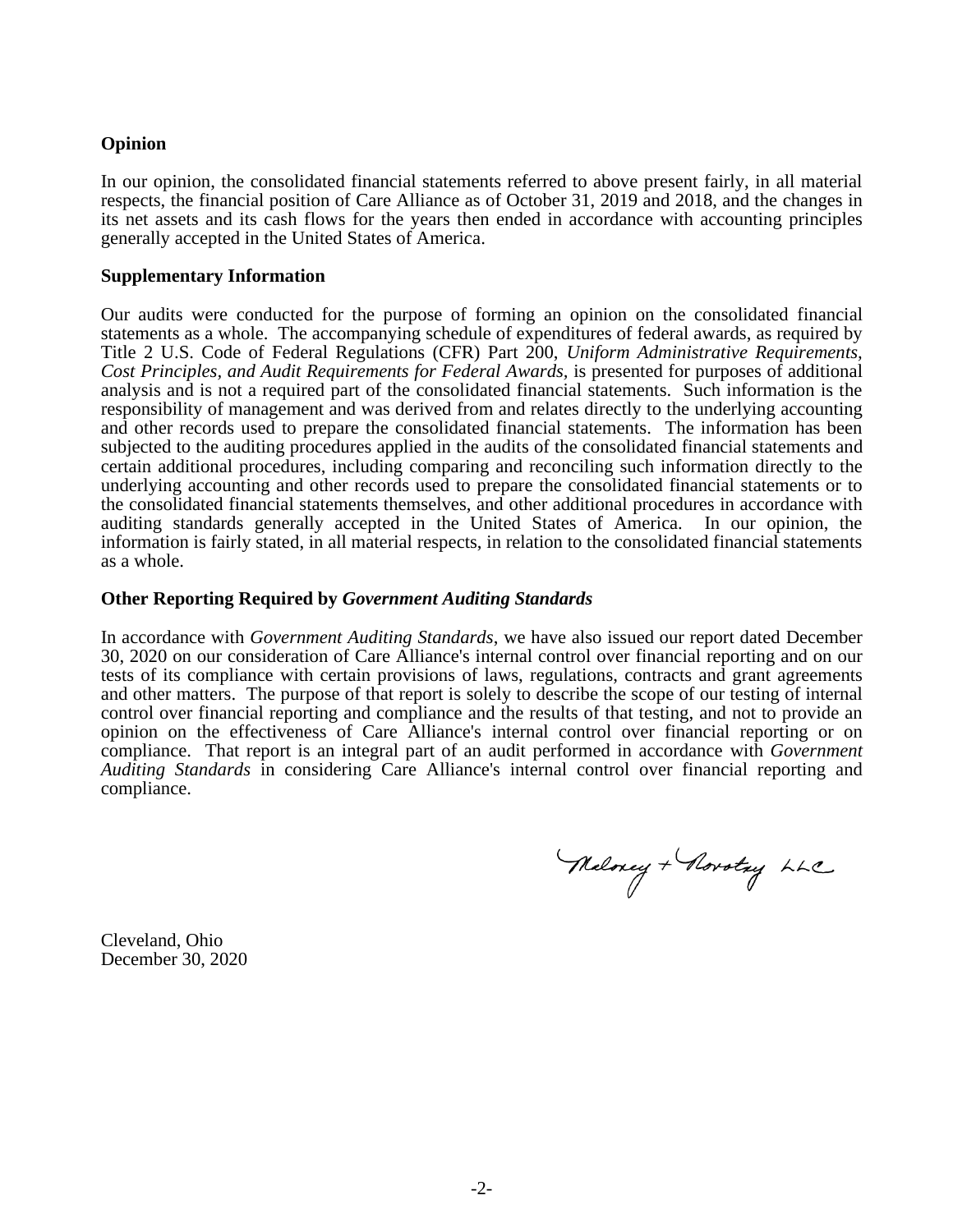**Opinion**

In our opinion, the consolidated financial statements referred to above present fairly, in all material respects, the financial position of Care Alliance as of October 31, 2019 and 2018, and the changes in its net assets and its cash flows for the years then ended in accordance with accounting principles generally accepted in the United States of America.

**Supplementary Information**

Our audits were conducted for the purpose of forming an opinion on the consolidated financial statements as a whole. The accompanying schedule of expenditures of federal awards, as required by Title 2 U.S. Code of Federal Regulations (CFR) Part 200, *Uniform Administrative Requirements, Cost Principles, and Audit Requirements for Federal Awards*, is presented for purposes of additional analysis and is not a required part of the consolidated financial statements. Such information is the responsibility of management and was derived from and relates directly to the underlying accounting and other records used to prepare the consolidated financial statements. The information has been subjected to the auditing procedures applied in the audits of the consolidated financial statements and certain additional procedures, including comparing and reconciling such information directly to the underlying accounting and other records used to prepare the consolidated financial statements or to the consolidated financial statements themselves, and other additional procedures in accordance with auditing standards generally accepted in the United States of America. In our opinion, the information is fairly stated, in all material respects, in relation to the consolidated financial statements as a whole.

**Other Reporting Required by *Government Auditing Standards***

In accordance with *Government Auditing Standards*, we have also issued our report dated December 30, 2020 on our consideration of Care Alliance's internal control over financial reporting and on our tests of its compliance with certain provisions of laws, regulations, contracts and grant agreements and other matters. The purpose of that report is solely to describe the scope of our testing of internal control over financial reporting and compliance and the results of that testing, and not to provide an opinion on the effectiveness of Care Alliance's internal control over financial reporting or on compliance. That report is an integral part of an audit performed in accordance with *Government Auditing Standards* in considering Care Alliance's internal control over financial reporting and compliance.

Maloney + Novotny LLC

Cleveland, Ohio
December 30, 2020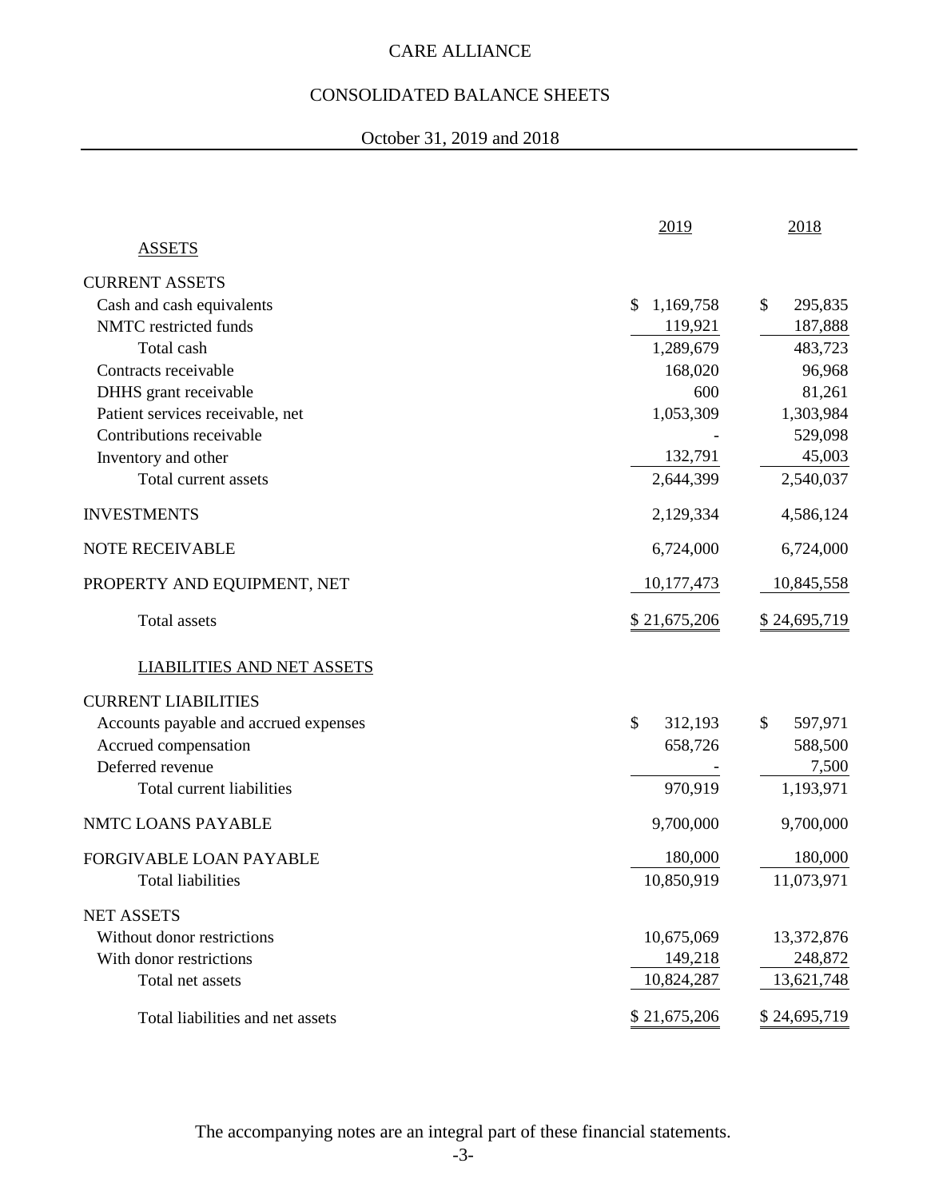# CARE ALLIANCE

## CONSOLIDATED BALANCE SHEETS

October 31, 2019 and 2018

| | 2019 | 2018 |
|---|---|---|
| **ASSETS** | | |
| CURRENT ASSETS | | |
| Cash and cash equivalents | $ 1,169,758 | $ 295,835 |
| NMTC restricted funds | 119,921 | 187,888 |
| Total cash | 1,289,679 | 483,723 |
| Contracts receivable | 168,020 | 96,968 |
| DHHS grant receivable | 600 | 81,261 |
| Patient services receivable, net | 1,053,309 | 1,303,984 |
| Contributions receivable | - | 529,098 |
| Inventory and other | 132,791 | 45,003 |
| Total current assets | 2,644,399 | 2,540,037 |
| INVESTMENTS | 2,129,334 | 4,586,124 |
| NOTE RECEIVABLE | 6,724,000 | 6,724,000 |
| PROPERTY AND EQUIPMENT, NET | 10,177,473 | 10,845,558 |
| Total assets | $ 21,675,206 | $ 24,695,719 |
| **LIABILITIES AND NET ASSETS** | | |
| CURRENT LIABILITIES | | |
| Accounts payable and accrued expenses | $ 312,193 | $ 597,971 |
| Accrued compensation | 658,726 | 588,500 |
| Deferred revenue | - | 7,500 |
| Total current liabilities | 970,919 | 1,193,971 |
| NMTC LOANS PAYABLE | 9,700,000 | 9,700,000 |
| FORGIVABLE LOAN PAYABLE | 180,000 | 180,000 |
| Total liabilities | 10,850,919 | 11,073,971 |
| NET ASSETS | | |
| Without donor restrictions | 10,675,069 | 13,372,876 |
| With donor restrictions | 149,218 | 248,872 |
| Total net assets | 10,824,287 | 13,621,748 |
| Total liabilities and net assets | $ 21,675,206 | $ 24,695,719 |

The accompanying notes are an integral part of these financial statements.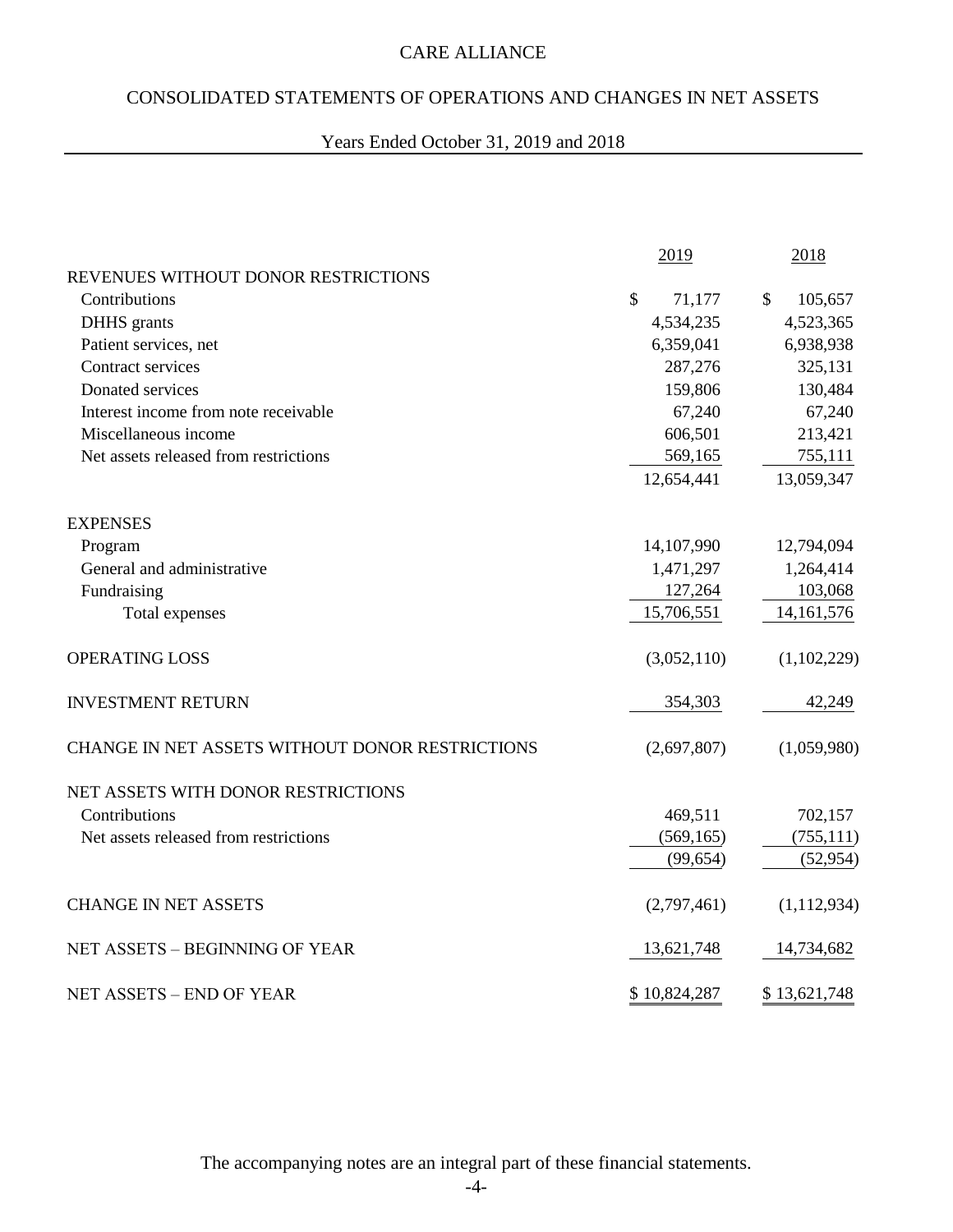# CARE ALLIANCE

## CONSOLIDATED STATEMENTS OF OPERATIONS AND CHANGES IN NET ASSETS

### Years Ended October 31, 2019 and 2018

| | 2019 | 2018 |
|---|---|---|
| REVENUES WITHOUT DONOR RESTRICTIONS | | |
| Contributions | $ 71,177 | $ 105,657 |
| DHHS grants | 4,534,235 | 4,523,365 |
| Patient services, net | 6,359,041 | 6,938,938 |
| Contract services | 287,276 | 325,131 |
| Donated services | 159,806 | 130,484 |
| Interest income from note receivable | 67,240 | 67,240 |
| Miscellaneous income | 606,501 | 213,421 |
| Net assets released from restrictions | 569,165 | 755,111 |
| | 12,654,441 | 13,059,347 |
| EXPENSES | | |
| Program | 14,107,990 | 12,794,094 |
| General and administrative | 1,471,297 | 1,264,414 |
| Fundraising | 127,264 | 103,068 |
| Total expenses | 15,706,551 | 14,161,576 |
| OPERATING LOSS | (3,052,110) | (1,102,229) |
| INVESTMENT RETURN | 354,303 | 42,249 |
| CHANGE IN NET ASSETS WITHOUT DONOR RESTRICTIONS | (2,697,807) | (1,059,980) |
| NET ASSETS WITH DONOR RESTRICTIONS | | |
| Contributions | 469,511 | 702,157 |
| Net assets released from restrictions | (569,165) | (755,111) |
| | (99,654) | (52,954) |
| CHANGE IN NET ASSETS | (2,797,461) | (1,112,934) |
| NET ASSETS – BEGINNING OF YEAR | 13,621,748 | 14,734,682 |
| NET ASSETS – END OF YEAR | $ 10,824,287 | $ 13,621,748 |

The accompanying notes are an integral part of these financial statements.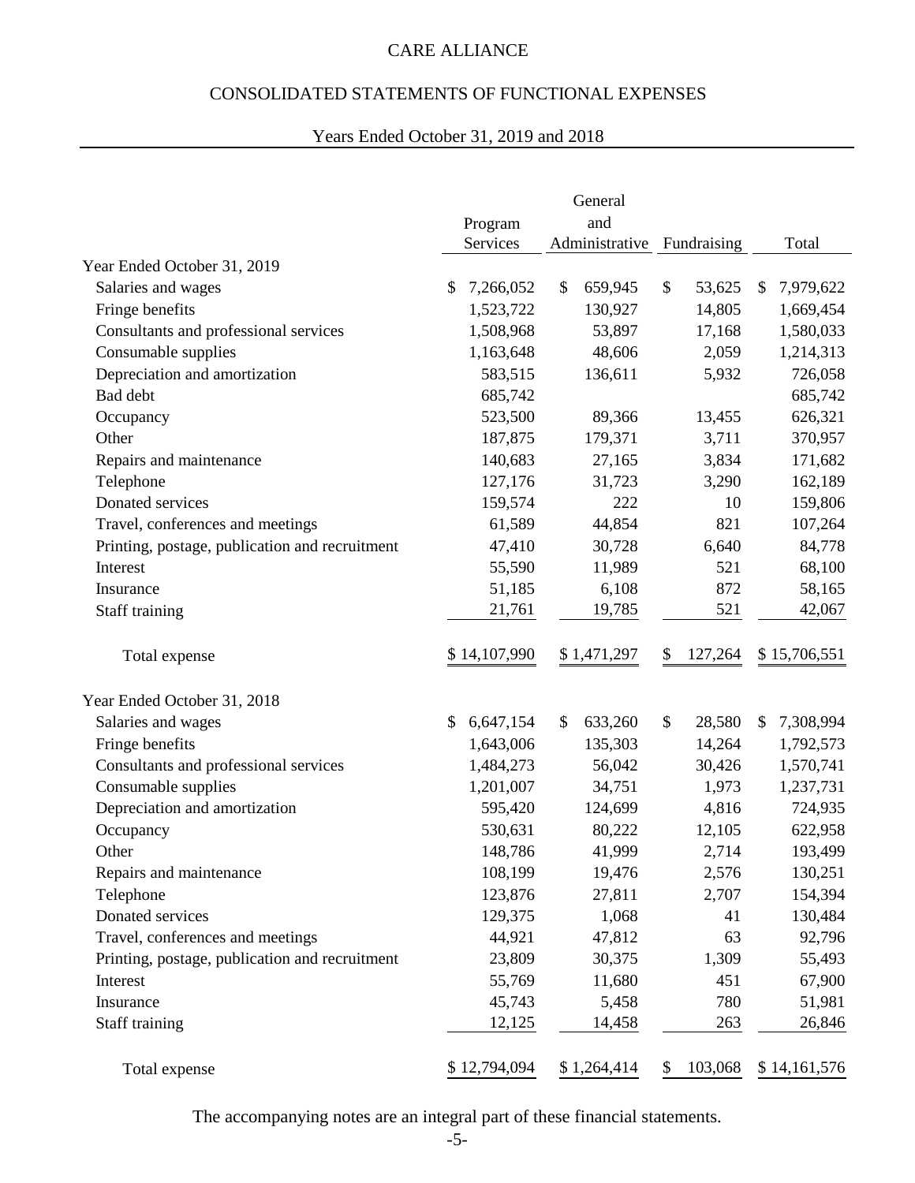# CARE ALLIANCE

## CONSOLIDATED STATEMENTS OF FUNCTIONAL EXPENSES

### Years Ended October 31, 2019 and 2018

| | Program Services | General and Administrative | Fundraising | Total |
|---|---|---|---|---|
| **Year Ended October 31, 2019** | | | | |
| Salaries and wages | $ 7,266,052 | $ 659,945 | $ 53,625 | $ 7,979,622 |
| Fringe benefits | 1,523,722 | 130,927 | 14,805 | 1,669,454 |
| Consultants and professional services | 1,508,968 | 53,897 | 17,168 | 1,580,033 |
| Consumable supplies | 1,163,648 | 48,606 | 2,059 | 1,214,313 |
| Depreciation and amortization | 583,515 | 136,611 | 5,932 | 726,058 |
| Bad debt | 685,742 | | | 685,742 |
| Occupancy | 523,500 | 89,366 | 13,455 | 626,321 |
| Other | 187,875 | 179,371 | 3,711 | 370,957 |
| Repairs and maintenance | 140,683 | 27,165 | 3,834 | 171,682 |
| Telephone | 127,176 | 31,723 | 3,290 | 162,189 |
| Donated services | 159,574 | 222 | 10 | 159,806 |
| Travel, conferences and meetings | 61,589 | 44,854 | 821 | 107,264 |
| Printing, postage, publication and recruitment | 47,410 | 30,728 | 6,640 | 84,778 |
| Interest | 55,590 | 11,989 | 521 | 68,100 |
| Insurance | 51,185 | 6,108 | 872 | 58,165 |
| Staff training | 21,761 | 19,785 | 521 | 42,067 |
| Total expense | $ 14,107,990 | $ 1,471,297 | $ 127,264 | $ 15,706,551 |
| **Year Ended October 31, 2018** | | | | |
| Salaries and wages | $ 6,647,154 | $ 633,260 | $ 28,580 | $ 7,308,994 |
| Fringe benefits | 1,643,006 | 135,303 | 14,264 | 1,792,573 |
| Consultants and professional services | 1,484,273 | 56,042 | 30,426 | 1,570,741 |
| Consumable supplies | 1,201,007 | 34,751 | 1,973 | 1,237,731 |
| Depreciation and amortization | 595,420 | 124,699 | 4,816 | 724,935 |
| Occupancy | 530,631 | 80,222 | 12,105 | 622,958 |
| Other | 148,786 | 41,999 | 2,714 | 193,499 |
| Repairs and maintenance | 108,199 | 19,476 | 2,576 | 130,251 |
| Telephone | 123,876 | 27,811 | 2,707 | 154,394 |
| Donated services | 129,375 | 1,068 | 41 | 130,484 |
| Travel, conferences and meetings | 44,921 | 47,812 | 63 | 92,796 |
| Printing, postage, publication and recruitment | 23,809 | 30,375 | 1,309 | 55,493 |
| Interest | 55,769 | 11,680 | 451 | 67,900 |
| Insurance | 45,743 | 5,458 | 780 | 51,981 |
| Staff training | 12,125 | 14,458 | 263 | 26,846 |
| Total expense | $ 12,794,094 | $ 1,264,414 | $ 103,068 | $ 14,161,576 |

The accompanying notes are an integral part of these financial statements.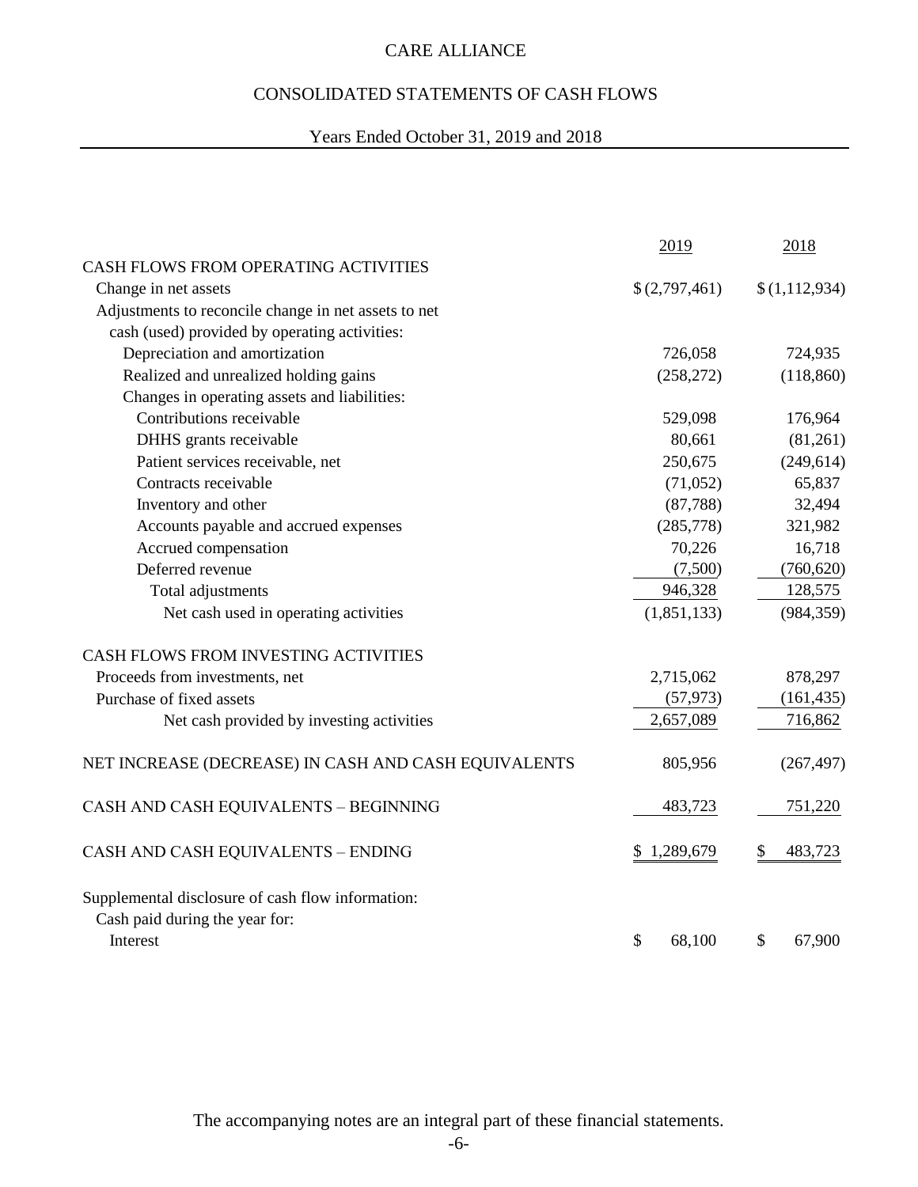# CARE ALLIANCE

## CONSOLIDATED STATEMENTS OF CASH FLOWS

### Years Ended October 31, 2019 and 2018

| | 2019 | 2018 |
|---|---|---|
| CASH FLOWS FROM OPERATING ACTIVITIES | | |
| Change in net assets | $ (2,797,461) | $ (1,112,934) |
| Adjustments to reconcile change in net assets to net cash (used) provided by operating activities: | | |
| Depreciation and amortization | 726,058 | 724,935 |
| Realized and unrealized holding gains | (258,272) | (118,860) |
| Changes in operating assets and liabilities: | | |
| Contributions receivable | 529,098 | 176,964 |
| DHHS grants receivable | 80,661 | (81,261) |
| Patient services receivable, net | 250,675 | (249,614) |
| Contracts receivable | (71,052) | 65,837 |
| Inventory and other | (87,788) | 32,494 |
| Accounts payable and accrued expenses | (285,778) | 321,982 |
| Accrued compensation | 70,226 | 16,718 |
| Deferred revenue | (7,500) | (760,620) |
| Total adjustments | 946,328 | 128,575 |
| Net cash used in operating activities | (1,851,133) | (984,359) |
| | | |
| CASH FLOWS FROM INVESTING ACTIVITIES | | |
| Proceeds from investments, net | 2,715,062 | 878,297 |
| Purchase of fixed assets | (57,973) | (161,435) |
| Net cash provided by investing activities | 2,657,089 | 716,862 |
| | | |
| NET INCREASE (DECREASE) IN CASH AND CASH EQUIVALENTS | 805,956 | (267,497) |
| | | |
| CASH AND CASH EQUIVALENTS – BEGINNING | 483,723 | 751,220 |
| | | |
| CASH AND CASH EQUIVALENTS – ENDING | $ 1,289,679 | $ 483,723 |
| | | |
| Supplemental disclosure of cash flow information: | | |
| Cash paid during the year for: | | |
| Interest | $ 68,100 | $ 67,900 |

The accompanying notes are an integral part of these financial statements.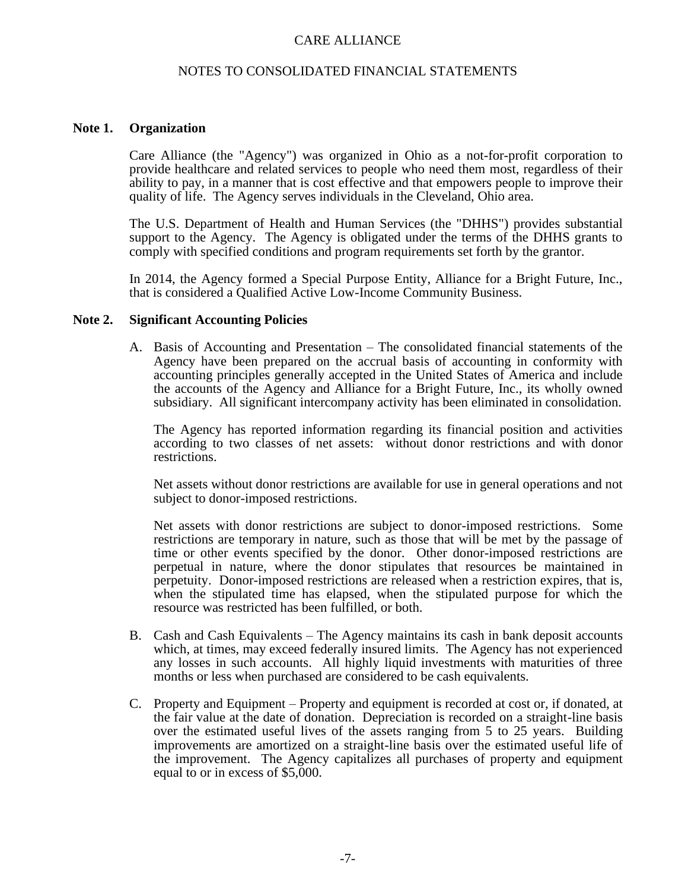# CARE ALLIANCE

## NOTES TO CONSOLIDATED FINANCIAL STATEMENTS

### Note 1. Organization

Care Alliance (the "Agency") was organized in Ohio as a not-for-profit corporation to provide healthcare and related services to people who need them most, regardless of their ability to pay, in a manner that is cost effective and that empowers people to improve their quality of life. The Agency serves individuals in the Cleveland, Ohio area.

The U.S. Department of Health and Human Services (the "DHHS") provides substantial support to the Agency. The Agency is obligated under the terms of the DHHS grants to comply with specified conditions and program requirements set forth by the grantor.

In 2014, the Agency formed a Special Purpose Entity, Alliance for a Bright Future, Inc., that is considered a Qualified Active Low-Income Community Business.

### Note 2. Significant Accounting Policies

A. Basis of Accounting and Presentation – The consolidated financial statements of the Agency have been prepared on the accrual basis of accounting in conformity with accounting principles generally accepted in the United States of America and include the accounts of the Agency and Alliance for a Bright Future, Inc., its wholly owned subsidiary. All significant intercompany activity has been eliminated in consolidation.

   The Agency has reported information regarding its financial position and activities according to two classes of net assets: without donor restrictions and with donor restrictions.

   Net assets without donor restrictions are available for use in general operations and not subject to donor-imposed restrictions.

   Net assets with donor restrictions are subject to donor-imposed restrictions. Some restrictions are temporary in nature, such as those that will be met by the passage of time or other events specified by the donor. Other donor-imposed restrictions are perpetual in nature, where the donor stipulates that resources be maintained in perpetuity. Donor-imposed restrictions are released when a restriction expires, that is, when the stipulated time has elapsed, when the stipulated purpose for which the resource was restricted has been fulfilled, or both.

B. Cash and Cash Equivalents – The Agency maintains its cash in bank deposit accounts which, at times, may exceed federally insured limits. The Agency has not experienced any losses in such accounts. All highly liquid investments with maturities of three months or less when purchased are considered to be cash equivalents.

C. Property and Equipment – Property and equipment is recorded at cost or, if donated, at the fair value at the date of donation. Depreciation is recorded on a straight-line basis over the estimated useful lives of the assets ranging from 5 to 25 years. Building improvements are amortized on a straight-line basis over the estimated useful life of the improvement. The Agency capitalizes all purchases of property and equipment equal to or in excess of $5,000.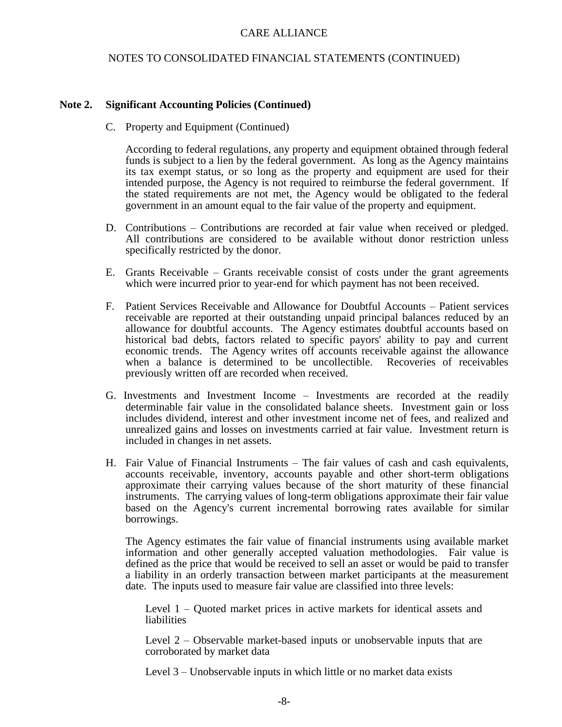## Note 2. Significant Accounting Policies (Continued)

C. Property and Equipment (Continued)

According to federal regulations, any property and equipment obtained through federal funds is subject to a lien by the federal government. As long as the Agency maintains its tax exempt status, or so long as the property and equipment are used for their intended purpose, the Agency is not required to reimburse the federal government. If the stated requirements are not met, the Agency would be obligated to the federal government in an amount equal to the fair value of the property and equipment.

D. Contributions – Contributions are recorded at fair value when received or pledged. All contributions are considered to be available without donor restriction unless specifically restricted by the donor.

E. Grants Receivable – Grants receivable consist of costs under the grant agreements which were incurred prior to year-end for which payment has not been received.

F. Patient Services Receivable and Allowance for Doubtful Accounts – Patient services receivable are reported at their outstanding unpaid principal balances reduced by an allowance for doubtful accounts. The Agency estimates doubtful accounts based on historical bad debts, factors related to specific payors' ability to pay and current economic trends. The Agency writes off accounts receivable against the allowance when a balance is determined to be uncollectible. Recoveries of receivables previously written off are recorded when received.

G. Investments and Investment Income – Investments are recorded at the readily determinable fair value in the consolidated balance sheets. Investment gain or loss includes dividend, interest and other investment income net of fees, and realized and unrealized gains and losses on investments carried at fair value. Investment return is included in changes in net assets.

H. Fair Value of Financial Instruments – The fair values of cash and cash equivalents, accounts receivable, inventory, accounts payable and other short-term obligations approximate their carrying values because of the short maturity of these financial instruments. The carrying values of long-term obligations approximate their fair value based on the Agency's current incremental borrowing rates available for similar borrowings.

The Agency estimates the fair value of financial instruments using available market information and other generally accepted valuation methodologies. Fair value is defined as the price that would be received to sell an asset or would be paid to transfer a liability in an orderly transaction between market participants at the measurement date. The inputs used to measure fair value are classified into three levels:

Level 1 – Quoted market prices in active markets for identical assets and liabilities

Level 2 – Observable market-based inputs or unobservable inputs that are corroborated by market data

Level 3 – Unobservable inputs in which little or no market data exists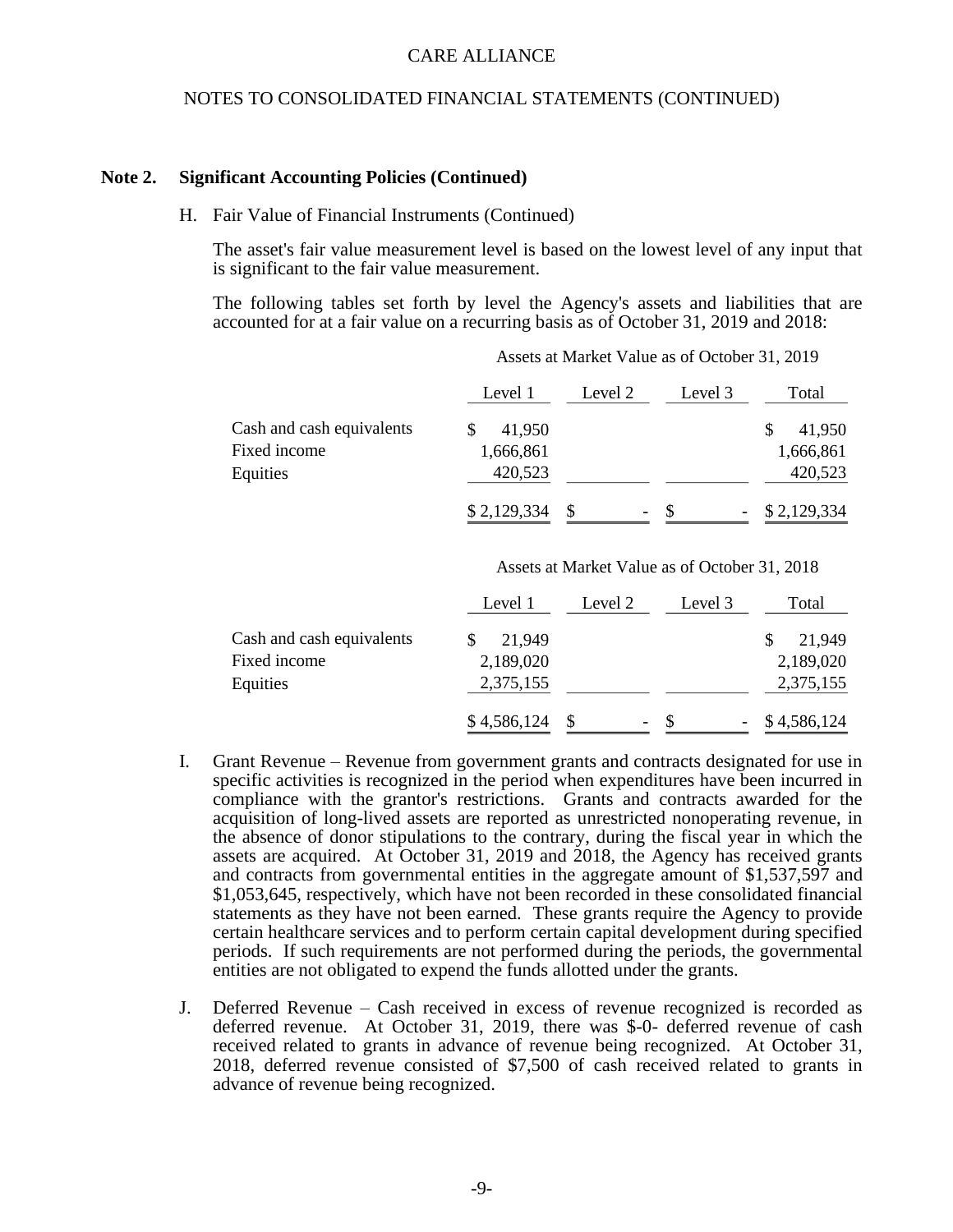## Note 2. Significant Accounting Policies (Continued)

H. Fair Value of Financial Instruments (Continued)

The asset's fair value measurement level is based on the lowest level of any input that is significant to the fair value measurement.

The following tables set forth by level the Agency's assets and liabilities that are accounted for at a fair value on a recurring basis as of October 31, 2019 and 2018:

| | Assets at Market Value as of October 31, 2019 | | | |
|---|---|---|---|---|
| | Level 1 | Level 2 | Level 3 | Total |
| Cash and cash equivalents | $ 41,950 | | | $ 41,950 |
| Fixed income | 1,666,861 | | | 1,666,861 |
| Equities | 420,523 | | | 420,523 |
| | $ 2,129,334 | $ - | $ - | $ 2,129,334 |

| | Assets at Market Value as of October 31, 2018 | | | |
|---|---|---|---|---|
| | Level 1 | Level 2 | Level 3 | Total |
| Cash and cash equivalents | $ 21,949 | | | $ 21,949 |
| Fixed income | 2,189,020 | | | 2,189,020 |
| Equities | 2,375,155 | | | 2,375,155 |
| | $ 4,586,124 | $ - | $ - | $ 4,586,124 |

I. Grant Revenue – Revenue from government grants and contracts designated for use in specific activities is recognized in the period when expenditures have been incurred in compliance with the grantor's restrictions. Grants and contracts awarded for the acquisition of long-lived assets are reported as unrestricted nonoperating revenue, in the absence of donor stipulations to the contrary, during the fiscal year in which the assets are acquired. At October 31, 2019 and 2018, the Agency has received grants and contracts from governmental entities in the aggregate amount of $1,537,597 and $1,053,645, respectively, which have not been recorded in these consolidated financial statements as they have not been earned. These grants require the Agency to provide certain healthcare services and to perform certain capital development during specified periods. If such requirements are not performed during the periods, the governmental entities are not obligated to expend the funds allotted under the grants.

J. Deferred Revenue – Cash received in excess of revenue recognized is recorded as deferred revenue. At October 31, 2019, there was $-0- deferred revenue of cash received related to grants in advance of revenue being recognized. At October 31, 2018, deferred revenue consisted of $7,500 of cash received related to grants in advance of revenue being recognized.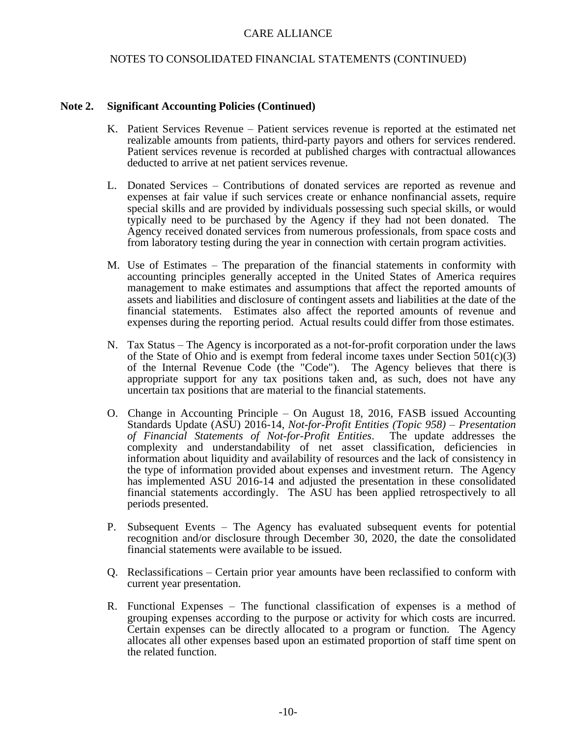## Note 2. Significant Accounting Policies (Continued)

K. Patient Services Revenue – Patient services revenue is reported at the estimated net realizable amounts from patients, third-party payors and others for services rendered. Patient services revenue is recorded at published charges with contractual allowances deducted to arrive at net patient services revenue.

L. Donated Services – Contributions of donated services are reported as revenue and expenses at fair value if such services create or enhance nonfinancial assets, require special skills and are provided by individuals possessing such special skills, or would typically need to be purchased by the Agency if they had not been donated. The Agency received donated services from numerous professionals, from space costs and from laboratory testing during the year in connection with certain program activities.

M. Use of Estimates – The preparation of the financial statements in conformity with accounting principles generally accepted in the United States of America requires management to make estimates and assumptions that affect the reported amounts of assets and liabilities and disclosure of contingent assets and liabilities at the date of the financial statements. Estimates also affect the reported amounts of revenue and expenses during the reporting period. Actual results could differ from those estimates.

N. Tax Status – The Agency is incorporated as a not-for-profit corporation under the laws of the State of Ohio and is exempt from federal income taxes under Section 501(c)(3) of the Internal Revenue Code (the "Code"). The Agency believes that there is appropriate support for any tax positions taken and, as such, does not have any uncertain tax positions that are material to the financial statements.

O. Change in Accounting Principle – On August 18, 2016, FASB issued Accounting Standards Update (ASU) 2016-14, *Not-for-Profit Entities (Topic 958) – Presentation of Financial Statements of Not-for-Profit Entities*. The update addresses the complexity and understandability of net asset classification, deficiencies in information about liquidity and availability of resources and the lack of consistency in the type of information provided about expenses and investment return. The Agency has implemented ASU 2016-14 and adjusted the presentation in these consolidated financial statements accordingly. The ASU has been applied retrospectively to all periods presented.

P. Subsequent Events – The Agency has evaluated subsequent events for potential recognition and/or disclosure through December 30, 2020, the date the consolidated financial statements were available to be issued.

Q. Reclassifications – Certain prior year amounts have been reclassified to conform with current year presentation.

R. Functional Expenses – The functional classification of expenses is a method of grouping expenses according to the purpose or activity for which costs are incurred. Certain expenses can be directly allocated to a program or function. The Agency allocates all other expenses based upon an estimated proportion of staff time spent on the related function.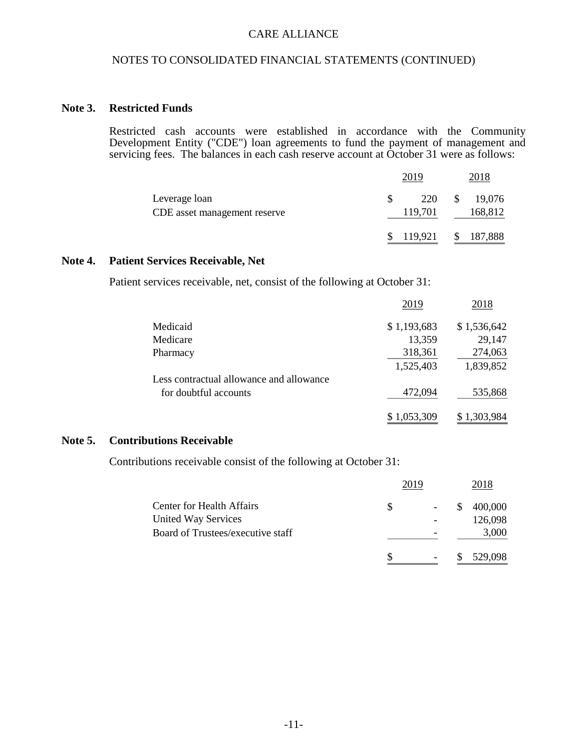CARE ALLIANCE

NOTES TO CONSOLIDATED FINANCIAL STATEMENTS (CONTINUED)

## Note 3. Restricted Funds

Restricted cash accounts were established in accordance with the Community Development Entity ("CDE") loan agreements to fund the payment of management and servicing fees. The balances in each cash reserve account at October 31 were as follows:

| | 2019 | 2018 |
|---|---|---|
| Leverage loan | $ 220 | $ 19,076 |
| CDE asset management reserve | 119,701 | 168,812 |
| | $ 119,921 | $ 187,888 |

## Note 4. Patient Services Receivable, Net

Patient services receivable, net, consist of the following at October 31:

| | 2019 | 2018 |
|---|---|---|
| Medicaid | $ 1,193,683 | $ 1,536,642 |
| Medicare | 13,359 | 29,147 |
| Pharmacy | 318,361 | 274,063 |
| | 1,525,403 | 1,839,852 |
| Less contractual allowance and allowance for doubtful accounts | 472,094 | 535,868 |
| | $ 1,053,309 | $ 1,303,984 |

## Note 5. Contributions Receivable

Contributions receivable consist of the following at October 31:

| | 2019 | 2018 |
|---|---|---|
| Center for Health Affairs | $ - | $ 400,000 |
| United Way Services | - | 126,098 |
| Board of Trustees/executive staff | - | 3,000 |
| | $ - | $ 529,098 |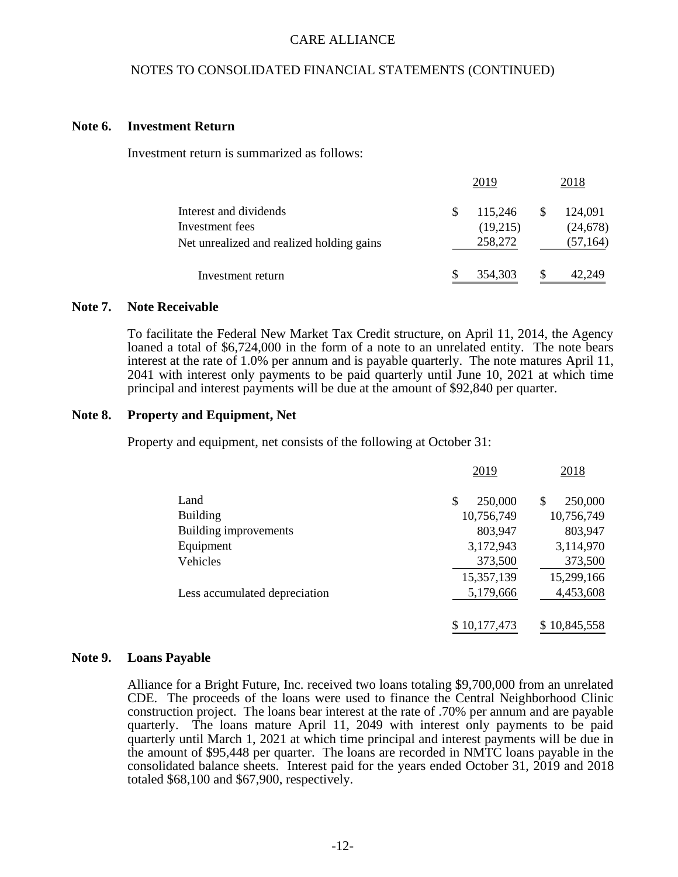## Note 6. Investment Return

Investment return is summarized as follows:

| | 2019 | 2018 |
|---|---|---|
| Interest and dividends | $ 115,246 | $ 124,091 |
| Investment fees | (19,215) | (24,678) |
| Net unrealized and realized holding gains | 258,272 | (57,164) |
| Investment return | $ 354,303 | $ 42,249 |

## Note 7. Note Receivable

To facilitate the Federal New Market Tax Credit structure, on April 11, 2014, the Agency loaned a total of $6,724,000 in the form of a note to an unrelated entity. The note bears interest at the rate of 1.0% per annum and is payable quarterly. The note matures April 11, 2041 with interest only payments to be paid quarterly until June 10, 2021 at which time principal and interest payments will be due at the amount of $92,840 per quarter.

## Note 8. Property and Equipment, Net

Property and equipment, net consists of the following at October 31:

| | 2019 | 2018 |
|---|---|---|
| Land | $ 250,000 | $ 250,000 |
| Building | 10,756,749 | 10,756,749 |
| Building improvements | 803,947 | 803,947 |
| Equipment | 3,172,943 | 3,114,970 |
| Vehicles | 373,500 | 373,500 |
| | 15,357,139 | 15,299,166 |
| Less accumulated depreciation | 5,179,666 | 4,453,608 |
| | $ 10,177,473 | $ 10,845,558 |

## Note 9. Loans Payable

Alliance for a Bright Future, Inc. received two loans totaling $9,700,000 from an unrelated CDE. The proceeds of the loans were used to finance the Central Neighborhood Clinic construction project. The loans bear interest at the rate of .70% per annum and are payable quarterly. The loans mature April 11, 2049 with interest only payments to be paid quarterly until March 1, 2021 at which time principal and interest payments will be due in the amount of $95,448 per quarter. The loans are recorded in NMTC loans payable in the consolidated balance sheets. Interest paid for the years ended October 31, 2019 and 2018 totaled $68,100 and $67,900, respectively.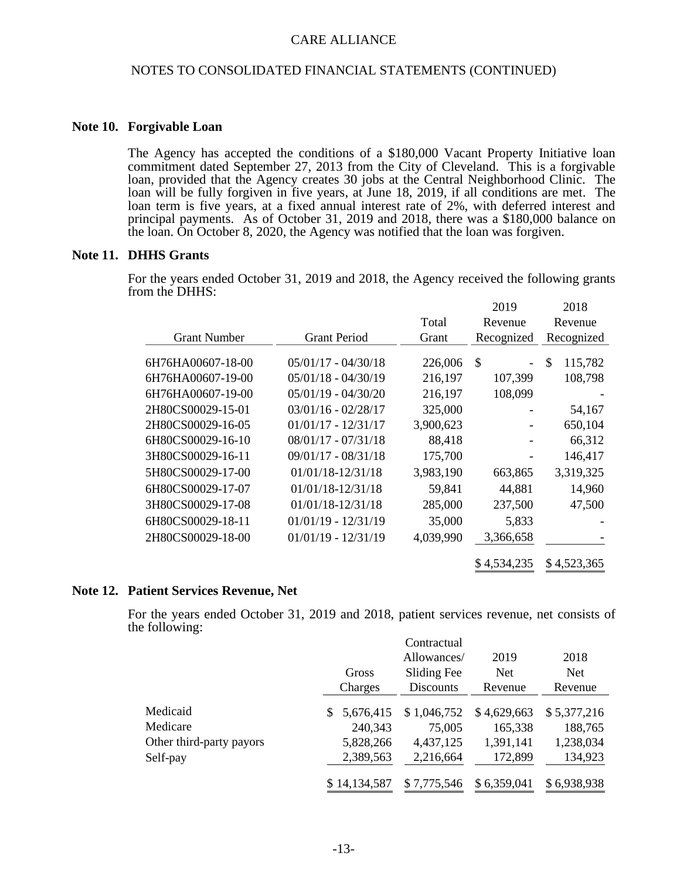CARE ALLIANCE

NOTES TO CONSOLIDATED FINANCIAL STATEMENTS (CONTINUED)

## Note 10. Forgivable Loan

The Agency has accepted the conditions of a $180,000 Vacant Property Initiative loan commitment dated September 27, 2013 from the City of Cleveland. This is a forgivable loan, provided that the Agency creates 30 jobs at the Central Neighborhood Clinic. The loan will be fully forgiven in five years, at June 18, 2019, if all conditions are met. The loan term is five years, at a fixed annual interest rate of 2%, with deferred interest and principal payments. As of October 31, 2019 and 2018, there was a $180,000 balance on the loan. On October 8, 2020, the Agency was notified that the loan was forgiven.

## Note 11. DHHS Grants

For the years ended October 31, 2019 and 2018, the Agency received the following grants from the DHHS:

| Grant Number | Grant Period | Total Grant | 2019 Revenue Recognized | 2018 Revenue Recognized |
|---|---|---|---|---|
| 6H76HA00607-18-00 | 05/01/17 - 04/30/18 | 226,006 | $ - | $ 115,782 |
| 6H76HA00607-19-00 | 05/01/18 - 04/30/19 | 216,197 | 107,399 | 108,798 |
| 6H76HA00607-19-00 | 05/01/19 - 04/30/20 | 216,197 | 108,099 | - |
| 2H80CS00029-15-01 | 03/01/16 - 02/28/17 | 325,000 | - | 54,167 |
| 2H80CS00029-16-05 | 01/01/17 - 12/31/17 | 3,900,623 | - | 650,104 |
| 6H80CS00029-16-10 | 08/01/17 - 07/31/18 | 88,418 | - | 66,312 |
| 3H80CS00029-16-11 | 09/01/17 - 08/31/18 | 175,700 | - | 146,417 |
| 5H80CS00029-17-00 | 01/01/18-12/31/18 | 3,983,190 | 663,865 | 3,319,325 |
| 6H80CS00029-17-07 | 01/01/18-12/31/18 | 59,841 | 44,881 | 14,960 |
| 3H80CS00029-17-08 | 01/01/18-12/31/18 | 285,000 | 237,500 | 47,500 |
| 6H80CS00029-18-11 | 01/01/19 - 12/31/19 | 35,000 | 5,833 | - |
| 2H80CS00029-18-00 | 01/01/19 - 12/31/19 | 4,039,990 | 3,366,658 | - |
| | | | $ 4,534,235 | $ 4,523,365 |

## Note 12. Patient Services Revenue, Net

For the years ended October 31, 2019 and 2018, patient services revenue, net consists of the following:

| | Gross Charges | Contractual Allowances/ Sliding Fee Discounts | 2019 Net Revenue | 2018 Net Revenue |
|---|---|---|---|---|
| Medicaid | $ 5,676,415 | $ 1,046,752 | $ 4,629,663 | $ 5,377,216 |
| Medicare | 240,343 | 75,005 | 165,338 | 188,765 |
| Other third-party payors | 5,828,266 | 4,437,125 | 1,391,141 | 1,238,034 |
| Self-pay | 2,389,563 | 2,216,664 | 172,899 | 134,923 |
| | $ 14,134,587 | $ 7,775,546 | $ 6,359,041 | $ 6,938,938 |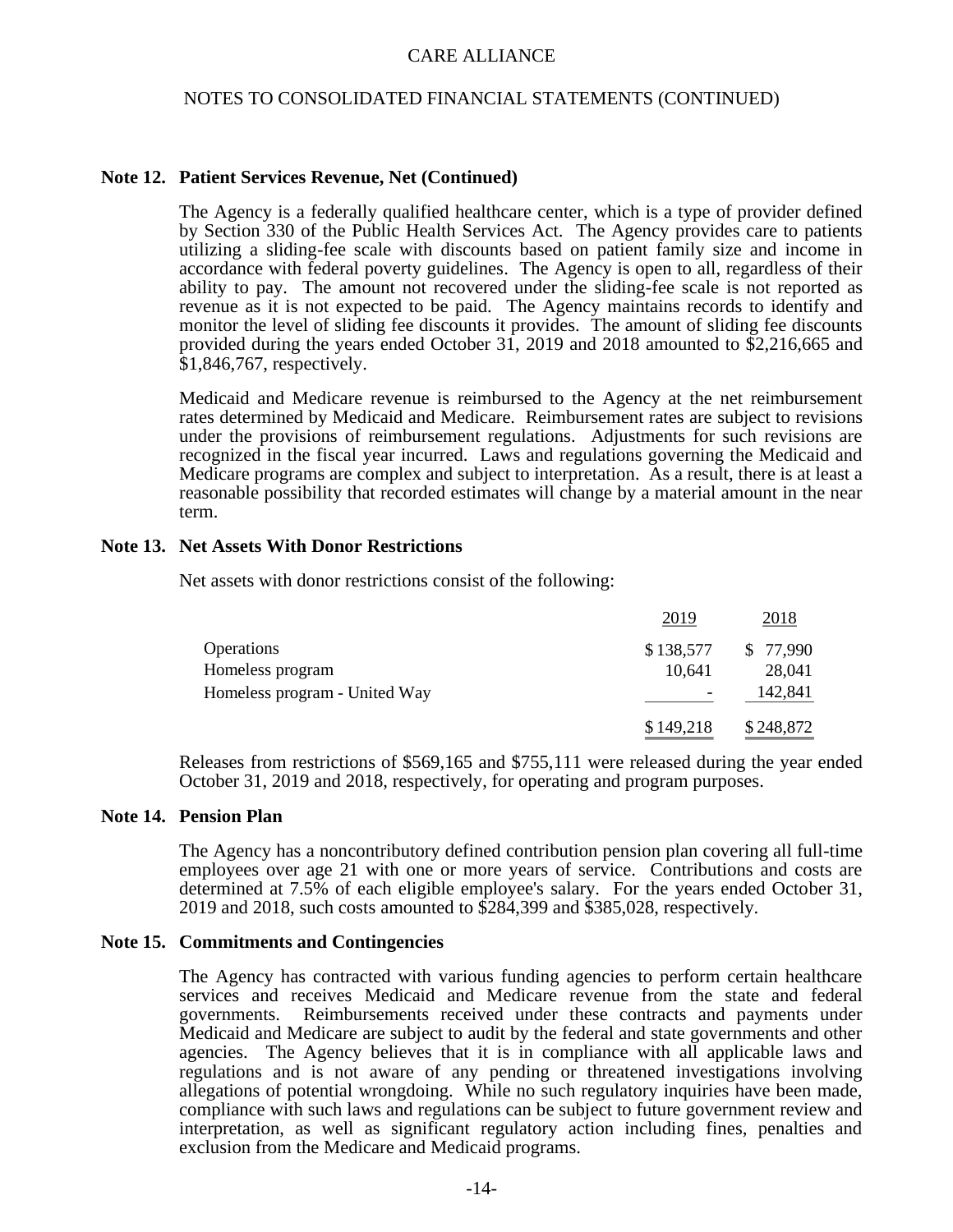CARE ALLIANCE

NOTES TO CONSOLIDATED FINANCIAL STATEMENTS (CONTINUED)

**Note 12. Patient Services Revenue, Net (Continued)**

The Agency is a federally qualified healthcare center, which is a type of provider defined by Section 330 of the Public Health Services Act. The Agency provides care to patients utilizing a sliding-fee scale with discounts based on patient family size and income in accordance with federal poverty guidelines. The Agency is open to all, regardless of their ability to pay. The amount not recovered under the sliding-fee scale is not reported as revenue as it is not expected to be paid. The Agency maintains records to identify and monitor the level of sliding fee discounts it provides. The amount of sliding fee discounts provided during the years ended October 31, 2019 and 2018 amounted to $2,216,665 and $1,846,767, respectively.

Medicaid and Medicare revenue is reimbursed to the Agency at the net reimbursement rates determined by Medicaid and Medicare. Reimbursement rates are subject to revisions under the provisions of reimbursement regulations. Adjustments for such revisions are recognized in the fiscal year incurred. Laws and regulations governing the Medicaid and Medicare programs are complex and subject to interpretation. As a result, there is at least a reasonable possibility that recorded estimates will change by a material amount in the near term.

**Note 13. Net Assets With Donor Restrictions**

Net assets with donor restrictions consist of the following:

| | 2019 | 2018 |
|---|---|---|
| Operations | $ 138,577 | $ 77,990 |
| Homeless program | 10,641 | 28,041 |
| Homeless program - United Way | - | 142,841 |
| | $ 149,218 | $ 248,872 |

Releases from restrictions of $569,165 and $755,111 were released during the year ended October 31, 2019 and 2018, respectively, for operating and program purposes.

**Note 14. Pension Plan**

The Agency has a noncontributory defined contribution pension plan covering all full-time employees over age 21 with one or more years of service. Contributions and costs are determined at 7.5% of each eligible employee's salary. For the years ended October 31, 2019 and 2018, such costs amounted to $284,399 and $385,028, respectively.

**Note 15. Commitments and Contingencies**

The Agency has contracted with various funding agencies to perform certain healthcare services and receives Medicaid and Medicare revenue from the state and federal governments. Reimbursements received under these contracts and payments under Medicaid and Medicare are subject to audit by the federal and state governments and other agencies. The Agency believes that it is in compliance with all applicable laws and regulations and is not aware of any pending or threatened investigations involving allegations of potential wrongdoing. While no such regulatory inquiries have been made, compliance with such laws and regulations can be subject to future government review and interpretation, as well as significant regulatory action including fines, penalties and exclusion from the Medicare and Medicaid programs.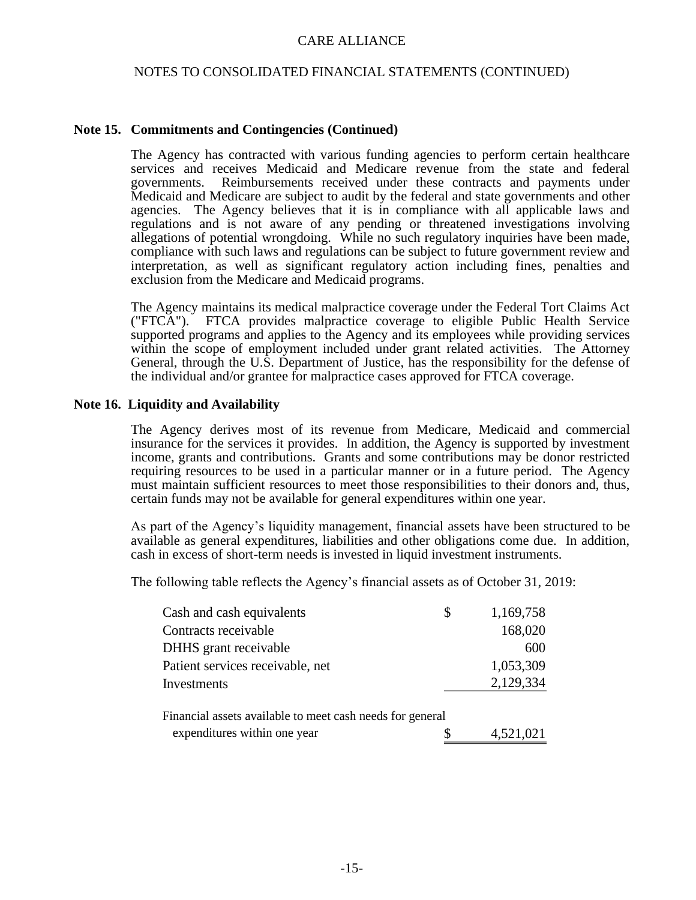## Note 15. Commitments and Contingencies (Continued)

The Agency has contracted with various funding agencies to perform certain healthcare services and receives Medicaid and Medicare revenue from the state and federal governments. Reimbursements received under these contracts and payments under Medicaid and Medicare are subject to audit by the federal and state governments and other agencies. The Agency believes that it is in compliance with all applicable laws and regulations and is not aware of any pending or threatened investigations involving allegations of potential wrongdoing. While no such regulatory inquiries have been made, compliance with such laws and regulations can be subject to future government review and interpretation, as well as significant regulatory action including fines, penalties and exclusion from the Medicare and Medicaid programs.

The Agency maintains its medical malpractice coverage under the Federal Tort Claims Act ("FTCA"). FTCA provides malpractice coverage to eligible Public Health Service supported programs and applies to the Agency and its employees while providing services within the scope of employment included under grant related activities. The Attorney General, through the U.S. Department of Justice, has the responsibility for the defense of the individual and/or grantee for malpractice cases approved for FTCA coverage.

## Note 16. Liquidity and Availability

The Agency derives most of its revenue from Medicare, Medicaid and commercial insurance for the services it provides. In addition, the Agency is supported by investment income, grants and contributions. Grants and some contributions may be donor restricted requiring resources to be used in a particular manner or in a future period. The Agency must maintain sufficient resources to meet those responsibilities to their donors and, thus, certain funds may not be available for general expenditures within one year.

As part of the Agency's liquidity management, financial assets have been structured to be available as general expenditures, liabilities and other obligations come due. In addition, cash in excess of short-term needs is invested in liquid investment instruments.

The following table reflects the Agency's financial assets as of October 31, 2019:

| | |
|---|---|
| Cash and cash equivalents | $ 1,169,758 |
| Contracts receivable | 168,020 |
| DHHS grant receivable | 600 |
| Patient services receivable, net | 1,053,309 |
| Investments | 2,129,334 |
| Financial assets available to meet cash needs for general expenditures within one year | $ 4,521,021 |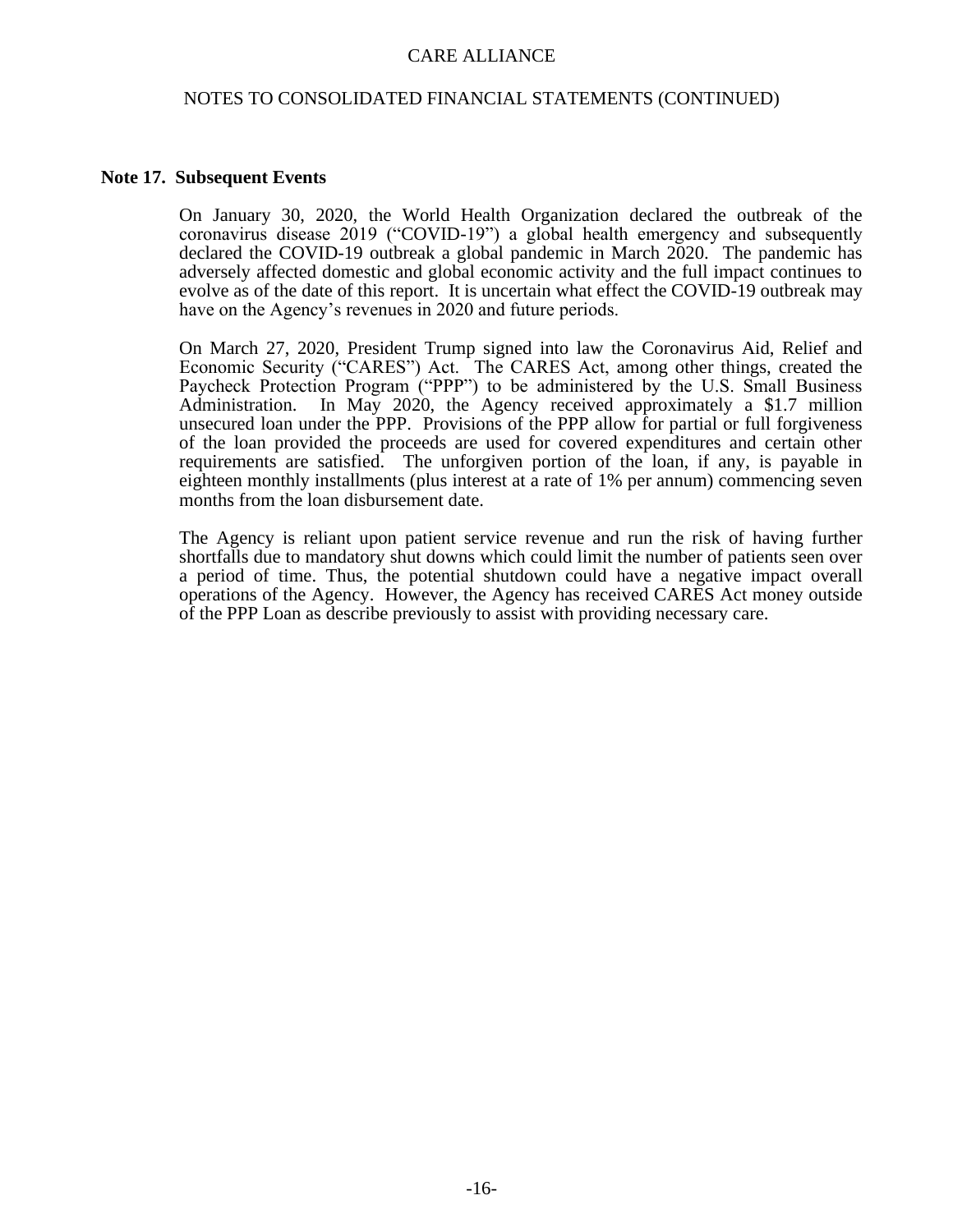## Note 17. Subsequent Events

On January 30, 2020, the World Health Organization declared the outbreak of the coronavirus disease 2019 ("COVID-19") a global health emergency and subsequently declared the COVID-19 outbreak a global pandemic in March 2020. The pandemic has adversely affected domestic and global economic activity and the full impact continues to evolve as of the date of this report. It is uncertain what effect the COVID-19 outbreak may have on the Agency's revenues in 2020 and future periods.

On March 27, 2020, President Trump signed into law the Coronavirus Aid, Relief and Economic Security ("CARES") Act. The CARES Act, among other things, created the Paycheck Protection Program ("PPP") to be administered by the U.S. Small Business Administration. In May 2020, the Agency received approximately a $1.7 million unsecured loan under the PPP. Provisions of the PPP allow for partial or full forgiveness of the loan provided the proceeds are used for covered expenditures and certain other requirements are satisfied. The unforgiven portion of the loan, if any, is payable in eighteen monthly installments (plus interest at a rate of 1% per annum) commencing seven months from the loan disbursement date.

The Agency is reliant upon patient service revenue and run the risk of having further shortfalls due to mandatory shut downs which could limit the number of patients seen over a period of time. Thus, the potential shutdown could have a negative impact overall operations of the Agency. However, the Agency has received CARES Act money outside of the PPP Loan as describe previously to assist with providing necessary care.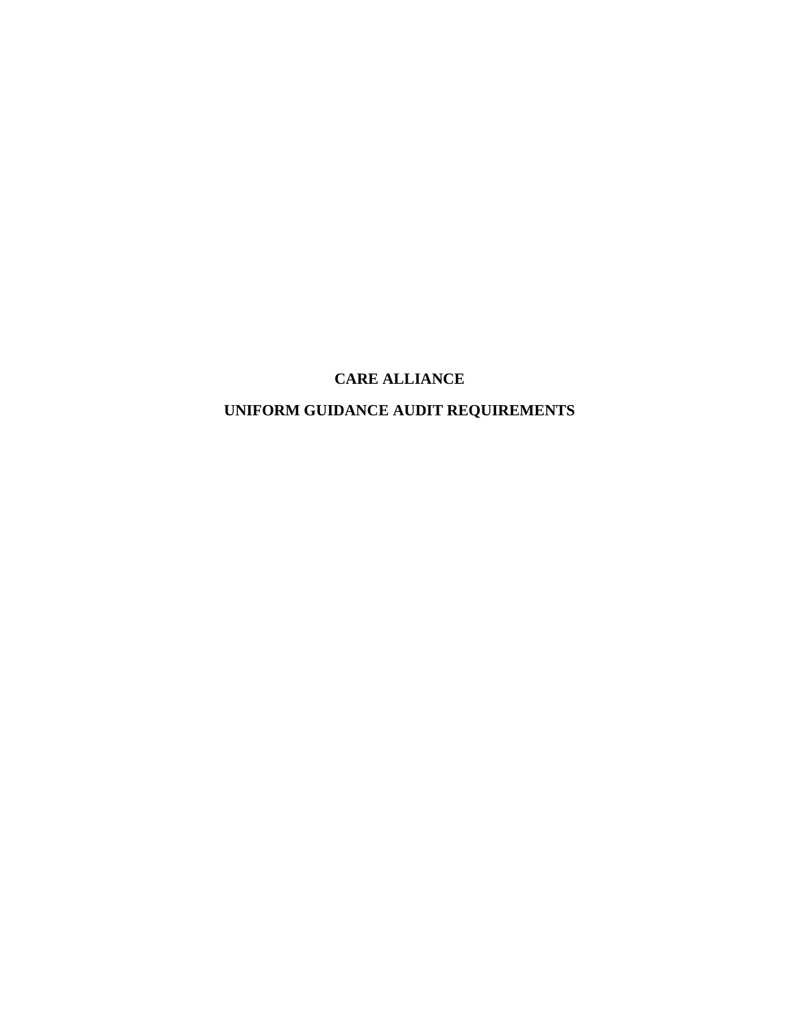# CARE ALLIANCE

# UNIFORM GUIDANCE AUDIT REQUIREMENTS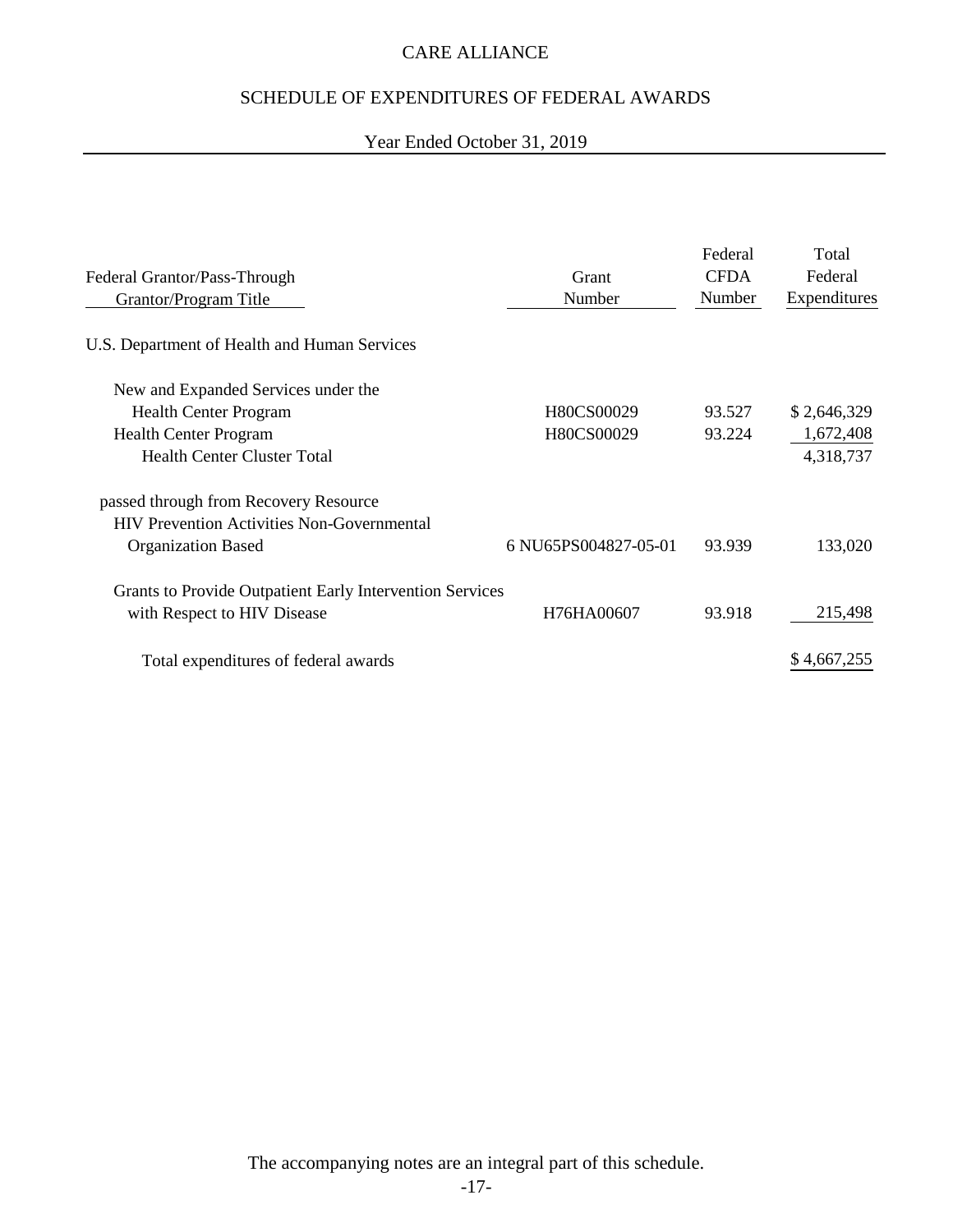# CARE ALLIANCE

## SCHEDULE OF EXPENDITURES OF FEDERAL AWARDS

### Year Ended October 31, 2019

| Federal Grantor/Pass-Through Grantor/Program Title | Grant Number | Federal CFDA Number | Total Federal Expenditures |
|---|---|---|---|
| U.S. Department of Health and Human Services | | | |
| New and Expanded Services under the Health Center Program | H80CS00029 | 93.527 | $ 2,646,329 |
| Health Center Program | H80CS00029 | 93.224 | 1,672,408 |
| Health Center Cluster Total | | | 4,318,737 |
| passed through from Recovery Resource | | | |
| HIV Prevention Activities Non-Governmental Organization Based | 6 NU65PS004827-05-01 | 93.939 | 133,020 |
| Grants to Provide Outpatient Early Intervention Services with Respect to HIV Disease | H76HA00607 | 93.918 | 215,498 |
| Total expenditures of federal awards | | | $ 4,667,255 |

The accompanying notes are an integral part of this schedule.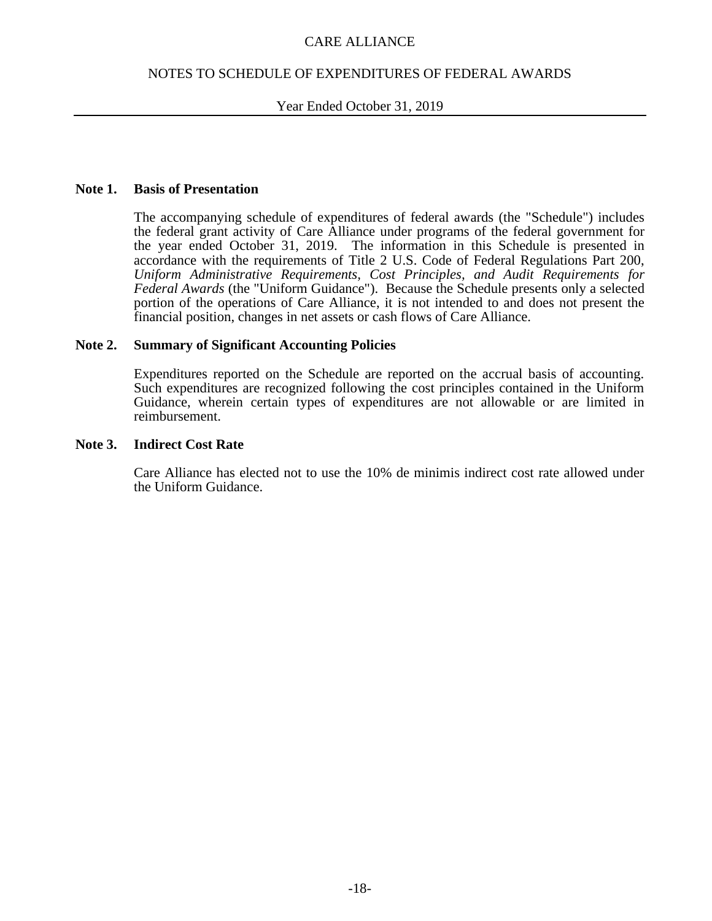# CARE ALLIANCE

## NOTES TO SCHEDULE OF EXPENDITURES OF FEDERAL AWARDS

Year Ended October 31, 2019

### Note 1. Basis of Presentation

The accompanying schedule of expenditures of federal awards (the "Schedule") includes the federal grant activity of Care Alliance under programs of the federal government for the year ended October 31, 2019. The information in this Schedule is presented in accordance with the requirements of Title 2 U.S. Code of Federal Regulations Part 200, *Uniform Administrative Requirements, Cost Principles, and Audit Requirements for Federal Awards* (the "Uniform Guidance"). Because the Schedule presents only a selected portion of the operations of Care Alliance, it is not intended to and does not present the financial position, changes in net assets or cash flows of Care Alliance.

### Note 2. Summary of Significant Accounting Policies

Expenditures reported on the Schedule are reported on the accrual basis of accounting. Such expenditures are recognized following the cost principles contained in the Uniform Guidance, wherein certain types of expenditures are not allowable or are limited in reimbursement.

### Note 3. Indirect Cost Rate

Care Alliance has elected not to use the 10% de minimis indirect cost rate allowed under the Uniform Guidance.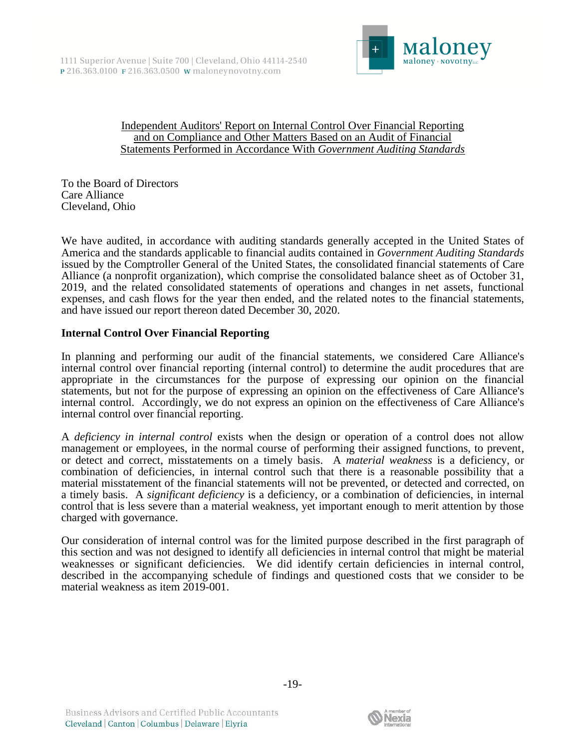Independent Auditors' Report on Internal Control Over Financial Reporting and on Compliance and Other Matters Based on an Audit of Financial Statements Performed in Accordance With *Government Auditing Standards*

To the Board of Directors
Care Alliance
Cleveland, Ohio

We have audited, in accordance with auditing standards generally accepted in the United States of America and the standards applicable to financial audits contained in *Government Auditing Standards* issued by the Comptroller General of the United States, the consolidated financial statements of Care Alliance (a nonprofit organization), which comprise the consolidated balance sheet as of October 31, 2019, and the related consolidated statements of operations and changes in net assets, functional expenses, and cash flows for the year then ended, and the related notes to the financial statements, and have issued our report thereon dated December 30, 2020.

**Internal Control Over Financial Reporting**

In planning and performing our audit of the financial statements, we considered Care Alliance's internal control over financial reporting (internal control) to determine the audit procedures that are appropriate in the circumstances for the purpose of expressing our opinion on the financial statements, but not for the purpose of expressing an opinion on the effectiveness of Care Alliance's internal control. Accordingly, we do not express an opinion on the effectiveness of Care Alliance's internal control over financial reporting.

A *deficiency in internal control* exists when the design or operation of a control does not allow management or employees, in the normal course of performing their assigned functions, to prevent, or detect and correct, misstatements on a timely basis. A *material weakness* is a deficiency, or combination of deficiencies, in internal control such that there is a reasonable possibility that a material misstatement of the financial statements will not be prevented, or detected and corrected, on a timely basis. A *significant deficiency* is a deficiency, or a combination of deficiencies, in internal control that is less severe than a material weakness, yet important enough to merit attention by those charged with governance.

Our consideration of internal control was for the limited purpose described in the first paragraph of this section and was not designed to identify all deficiencies in internal control that might be material weaknesses or significant deficiencies. We did identify certain deficiencies in internal control, described in the accompanying schedule of findings and questioned costs that we consider to be material weakness as item 2019-001.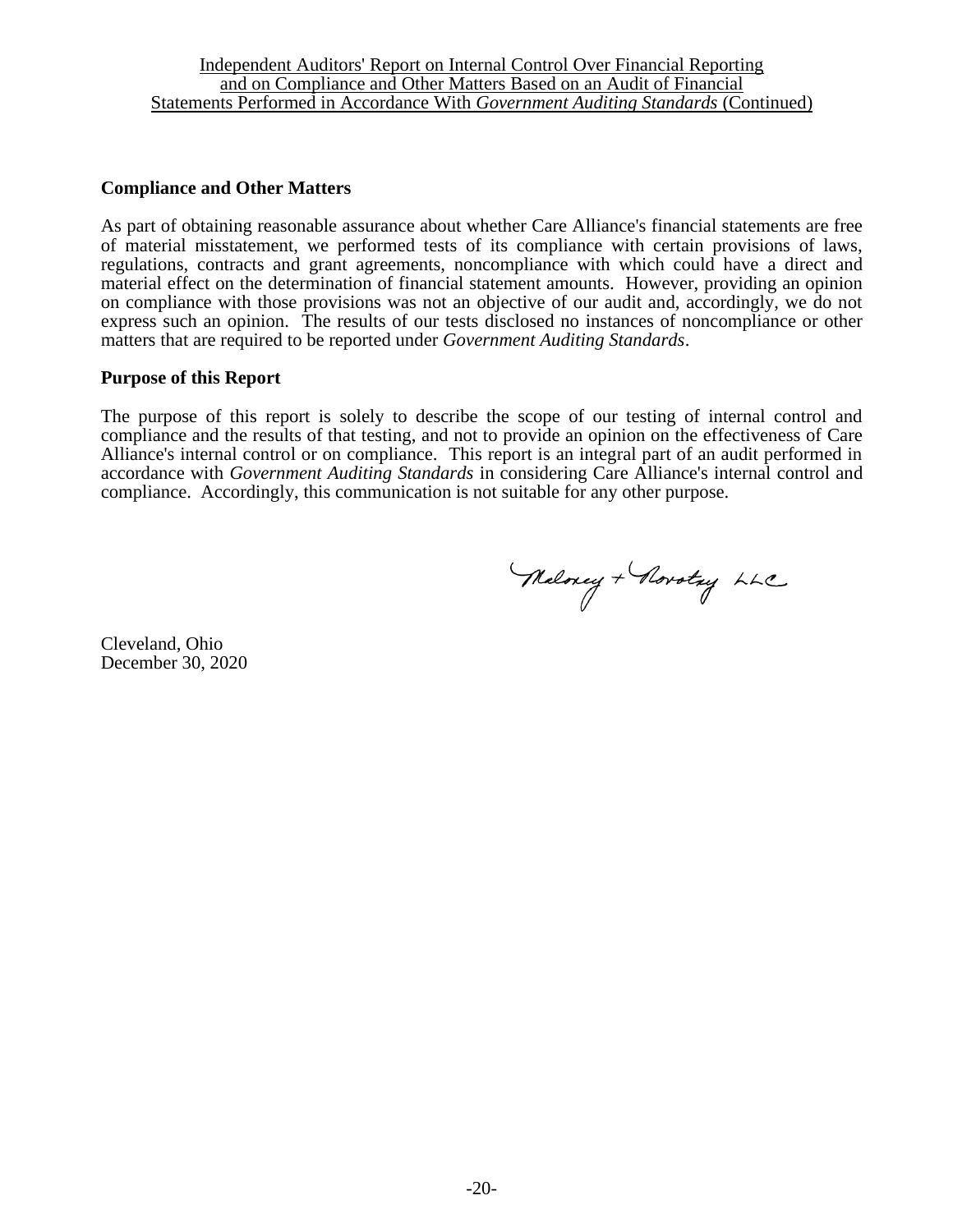Independent Auditors' Report on Internal Control Over Financial Reporting and on Compliance and Other Matters Based on an Audit of Financial Statements Performed in Accordance With *Government Auditing Standards* (Continued)

**Compliance and Other Matters**

As part of obtaining reasonable assurance about whether Care Alliance's financial statements are free of material misstatement, we performed tests of its compliance with certain provisions of laws, regulations, contracts and grant agreements, noncompliance with which could have a direct and material effect on the determination of financial statement amounts. However, providing an opinion on compliance with those provisions was not an objective of our audit and, accordingly, we do not express such an opinion. The results of our tests disclosed no instances of noncompliance or other matters that are required to be reported under *Government Auditing Standards*.

**Purpose of this Report**

The purpose of this report is solely to describe the scope of our testing of internal control and compliance and the results of that testing, and not to provide an opinion on the effectiveness of Care Alliance's internal control or on compliance. This report is an integral part of an audit performed in accordance with *Government Auditing Standards* in considering Care Alliance's internal control and compliance. Accordingly, this communication is not suitable for any other purpose.

Maloney + Novotny LLC

Cleveland, Ohio
December 30, 2020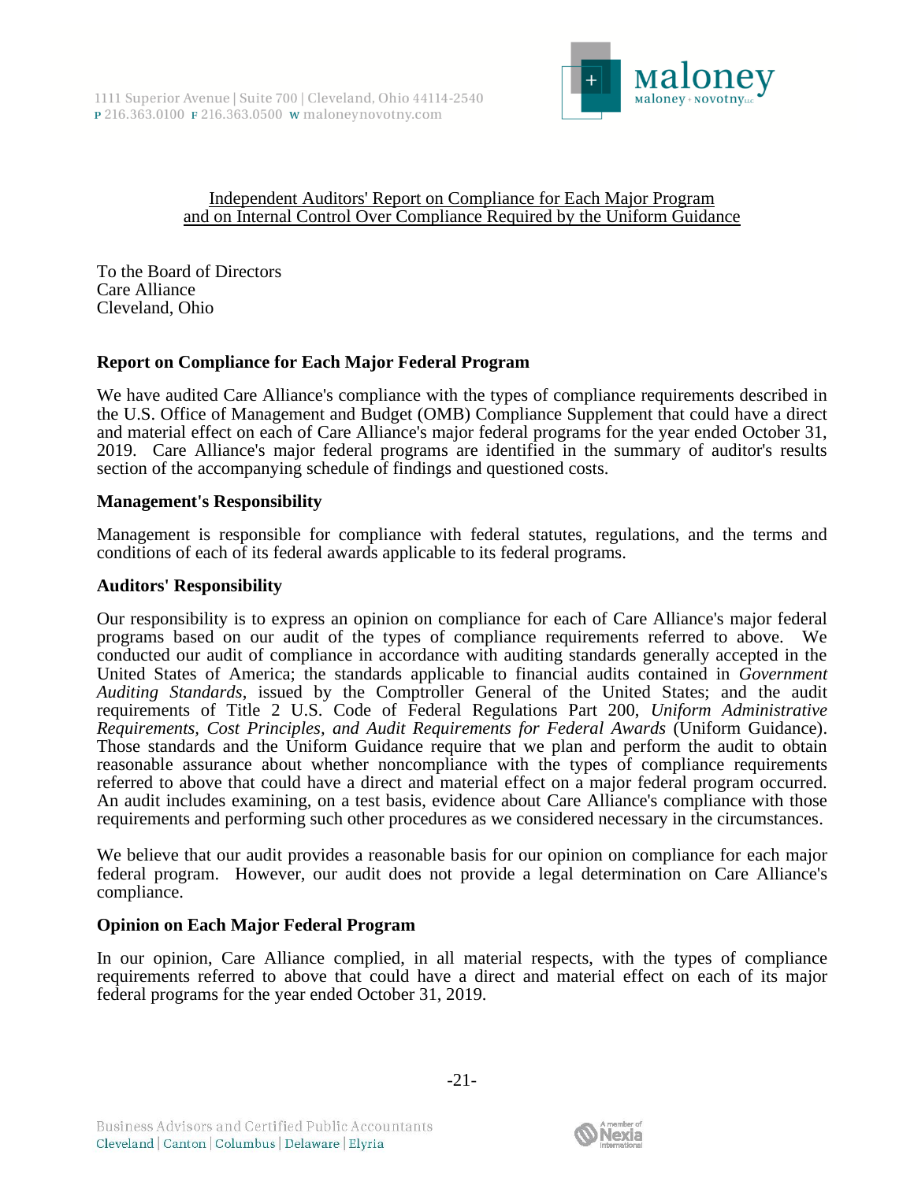Independent Auditors' Report on Compliance for Each Major Program and on Internal Control Over Compliance Required by the Uniform Guidance

To the Board of Directors
Care Alliance
Cleveland, Ohio

**Report on Compliance for Each Major Federal Program**

We have audited Care Alliance's compliance with the types of compliance requirements described in the U.S. Office of Management and Budget (OMB) Compliance Supplement that could have a direct and material effect on each of Care Alliance's major federal programs for the year ended October 31, 2019. Care Alliance's major federal programs are identified in the summary of auditor's results section of the accompanying schedule of findings and questioned costs.

**Management's Responsibility**

Management is responsible for compliance with federal statutes, regulations, and the terms and conditions of each of its federal awards applicable to its federal programs.

**Auditors' Responsibility**

Our responsibility is to express an opinion on compliance for each of Care Alliance's major federal programs based on our audit of the types of compliance requirements referred to above. We conducted our audit of compliance in accordance with auditing standards generally accepted in the United States of America; the standards applicable to financial audits contained in *Government Auditing Standards*, issued by the Comptroller General of the United States; and the audit requirements of Title 2 U.S. Code of Federal Regulations Part 200, *Uniform Administrative Requirements, Cost Principles, and Audit Requirements for Federal Awards* (Uniform Guidance). Those standards and the Uniform Guidance require that we plan and perform the audit to obtain reasonable assurance about whether noncompliance with the types of compliance requirements referred to above that could have a direct and material effect on a major federal program occurred. An audit includes examining, on a test basis, evidence about Care Alliance's compliance with those requirements and performing such other procedures as we considered necessary in the circumstances.

We believe that our audit provides a reasonable basis for our opinion on compliance for each major federal program. However, our audit does not provide a legal determination on Care Alliance's compliance.

**Opinion on Each Major Federal Program**

In our opinion, Care Alliance complied, in all material respects, with the types of compliance requirements referred to above that could have a direct and material effect on each of its major federal programs for the year ended October 31, 2019.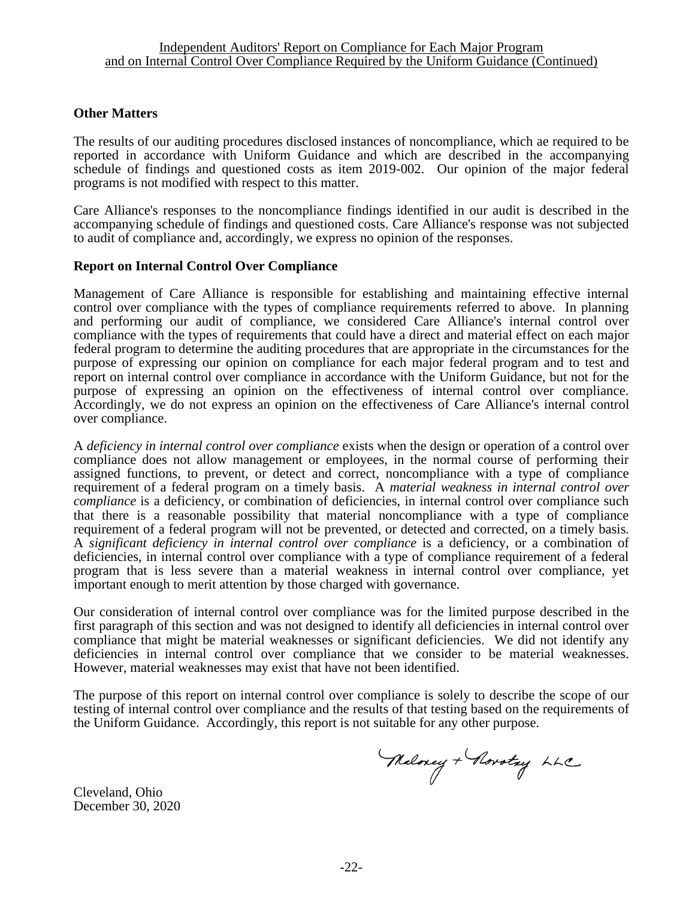Independent Auditors' Report on Compliance for Each Major Program and on Internal Control Over Compliance Required by the Uniform Guidance (Continued)

**Other Matters**

The results of our auditing procedures disclosed instances of noncompliance, which ae required to be reported in accordance with Uniform Guidance and which are described in the accompanying schedule of findings and questioned costs as item 2019-002. Our opinion of the major federal programs is not modified with respect to this matter.

Care Alliance's responses to the noncompliance findings identified in our audit is described in the accompanying schedule of findings and questioned costs. Care Alliance's response was not subjected to audit of compliance and, accordingly, we express no opinion of the responses.

**Report on Internal Control Over Compliance**

Management of Care Alliance is responsible for establishing and maintaining effective internal control over compliance with the types of compliance requirements referred to above. In planning and performing our audit of compliance, we considered Care Alliance's internal control over compliance with the types of requirements that could have a direct and material effect on each major federal program to determine the auditing procedures that are appropriate in the circumstances for the purpose of expressing our opinion on compliance for each major federal program and to test and report on internal control over compliance in accordance with the Uniform Guidance, but not for the purpose of expressing an opinion on the effectiveness of internal control over compliance. Accordingly, we do not express an opinion on the effectiveness of Care Alliance's internal control over compliance.

A *deficiency in internal control over compliance* exists when the design or operation of a control over compliance does not allow management or employees, in the normal course of performing their assigned functions, to prevent, or detect and correct, noncompliance with a type of compliance requirement of a federal program on a timely basis. A *material weakness in internal control over compliance* is a deficiency, or combination of deficiencies, in internal control over compliance such that there is a reasonable possibility that material noncompliance with a type of compliance requirement of a federal program will not be prevented, or detected and corrected, on a timely basis. A *significant deficiency in internal control over compliance* is a deficiency, or a combination of deficiencies, in internal control over compliance with a type of compliance requirement of a federal program that is less severe than a material weakness in internal control over compliance, yet important enough to merit attention by those charged with governance.

Our consideration of internal control over compliance was for the limited purpose described in the first paragraph of this section and was not designed to identify all deficiencies in internal control over compliance that might be material weaknesses or significant deficiencies. We did not identify any deficiencies in internal control over compliance that we consider to be material weaknesses. However, material weaknesses may exist that have not been identified.

The purpose of this report on internal control over compliance is solely to describe the scope of our testing of internal control over compliance and the results of that testing based on the requirements of the Uniform Guidance. Accordingly, this report is not suitable for any other purpose.

Maloney + Novotny LLC

Cleveland, Ohio
December 30, 2020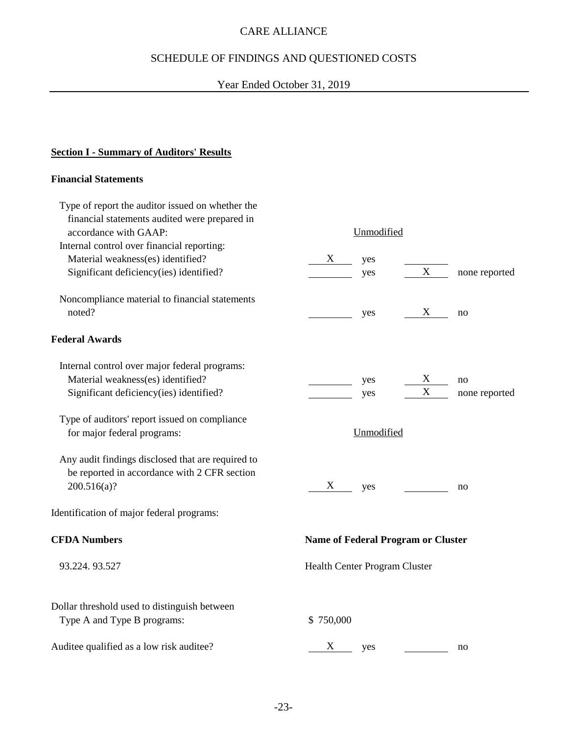# CARE ALLIANCE

## SCHEDULE OF FINDINGS AND QUESTIONED COSTS

Year Ended October 31, 2019

**Section I - Summary of Auditors' Results**

**Financial Statements**

| | | | | |
|---|---|---|---|---|
| Type of report the auditor issued on whether the financial statements audited were prepared in accordance with GAAP: | Unmodified | | | |
| Internal control over financial reporting: | | | | |
| Material weakness(es) identified? | X | yes | | |
| Significant deficiency(ies) identified? | | yes | X | none reported |
| Noncompliance material to financial statements noted? | | yes | X | no |

**Federal Awards**

| | | | | |
|---|---|---|---|---|
| Internal control over major federal programs: | | | | |
| Material weakness(es) identified? | | yes | X | no |
| Significant deficiency(ies) identified? | | yes | X | none reported |
| Type of auditors' report issued on compliance for major federal programs: | Unmodified | | | |
| Any audit findings disclosed that are required to be reported in accordance with 2 CFR section 200.516(a)? | X | yes | | no |

Identification of major federal programs:

| CFDA Numbers | Name of Federal Program or Cluster |
|---|---|
| 93.224. 93.527 | Health Center Program Cluster |

| | | | | |
|---|---|---|---|---|
| Dollar threshold used to distinguish between Type A and Type B programs: | $ 750,000 | | | |
| Auditee qualified as a low risk auditee? | X | yes | | no |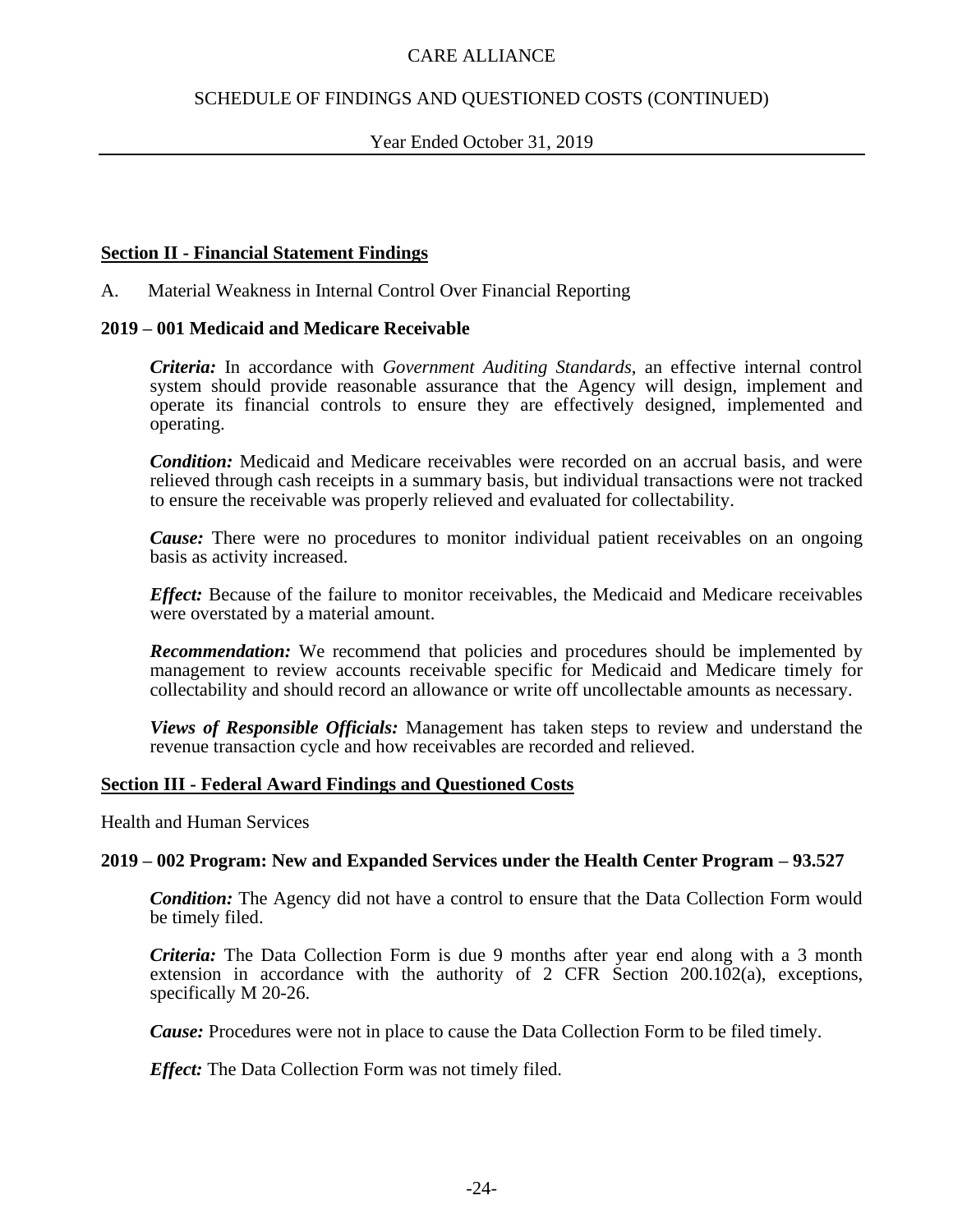## Section II - Financial Statement Findings

A. Material Weakness in Internal Control Over Financial Reporting

### 2019 – 001 Medicaid and Medicare Receivable

***Criteria:*** In accordance with *Government Auditing Standards*, an effective internal control system should provide reasonable assurance that the Agency will design, implement and operate its financial controls to ensure they are effectively designed, implemented and operating.

***Condition:*** Medicaid and Medicare receivables were recorded on an accrual basis, and were relieved through cash receipts in a summary basis, but individual transactions were not tracked to ensure the receivable was properly relieved and evaluated for collectability.

***Cause:*** There were no procedures to monitor individual patient receivables on an ongoing basis as activity increased.

***Effect:*** Because of the failure to monitor receivables, the Medicaid and Medicare receivables were overstated by a material amount.

***Recommendation:*** We recommend that policies and procedures should be implemented by management to review accounts receivable specific for Medicaid and Medicare timely for collectability and should record an allowance or write off uncollectable amounts as necessary.

***Views of Responsible Officials:*** Management has taken steps to review and understand the revenue transaction cycle and how receivables are recorded and relieved.

## Section III - Federal Award Findings and Questioned Costs

Health and Human Services

### 2019 – 002 Program: New and Expanded Services under the Health Center Program – 93.527

***Condition:*** The Agency did not have a control to ensure that the Data Collection Form would be timely filed.

***Criteria:*** The Data Collection Form is due 9 months after year end along with a 3 month extension in accordance with the authority of 2 CFR Section 200.102(a), exceptions, specifically M 20-26.

***Cause:*** Procedures were not in place to cause the Data Collection Form to be filed timely.

***Effect:*** The Data Collection Form was not timely filed.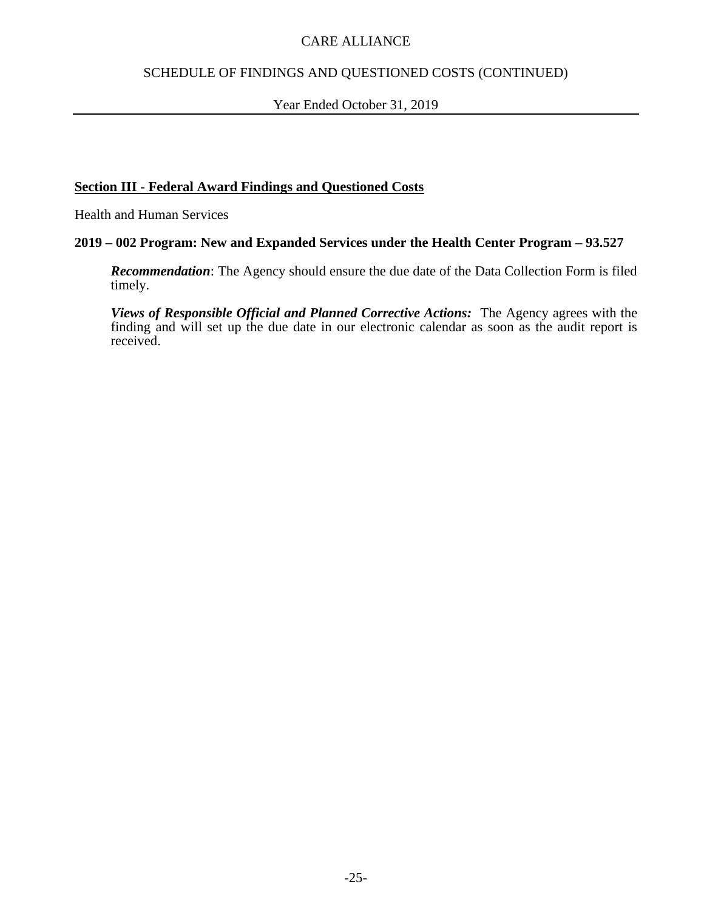## Section III - Federal Award Findings and Questioned Costs

Health and Human Services

**2019 – 002 Program: New and Expanded Services under the Health Center Program – 93.527**

***Recommendation***: The Agency should ensure the due date of the Data Collection Form is filed timely.

***Views of Responsible Official and Planned Corrective Actions:*** The Agency agrees with the finding and will set up the due date in our electronic calendar as soon as the audit report is received.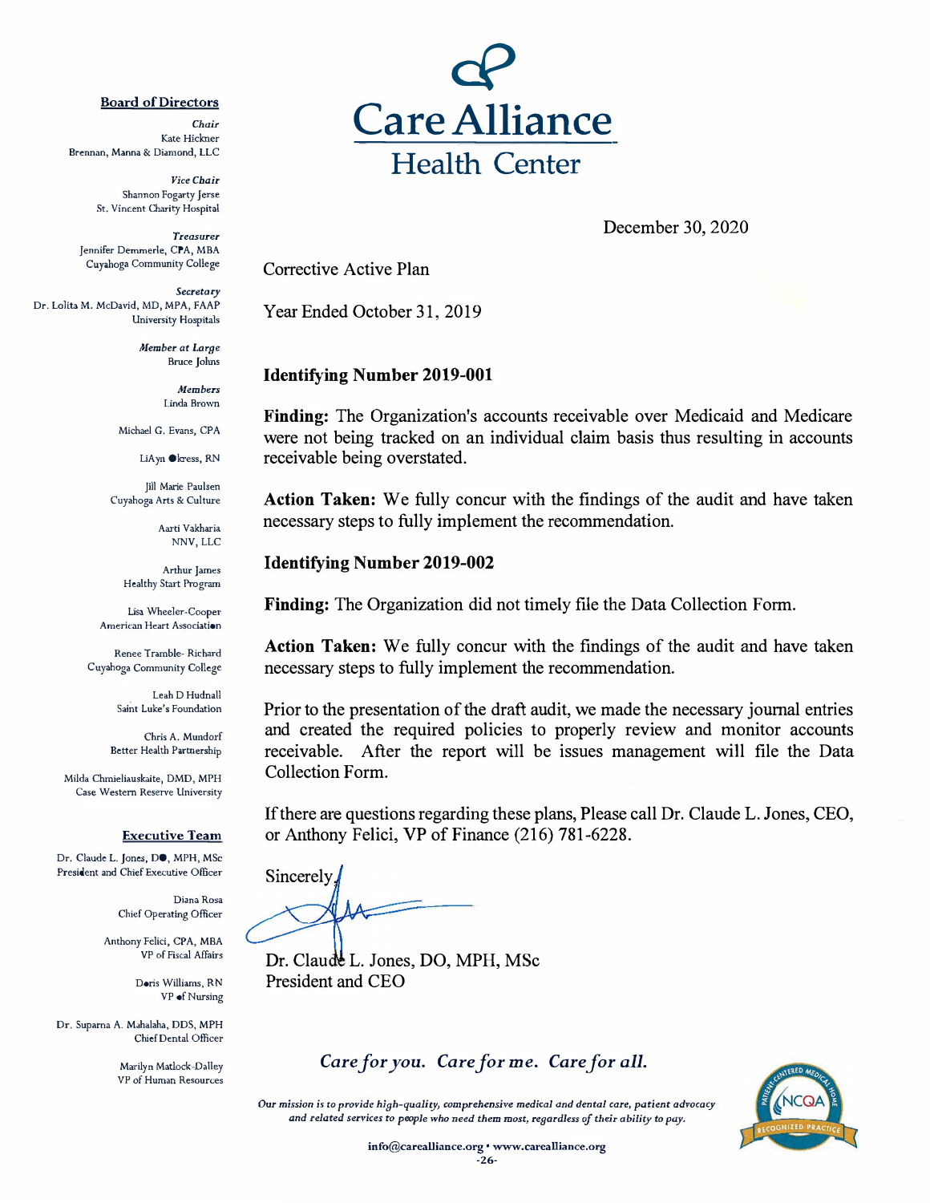# Care Alliance Health Center

**Board of Directors**

*Chair*
Kate Hickner
Brennan, Manna & Diamond, LLC

*Vice Chair*
Shannon Fogarty Jerse
St. Vincent Charity Hospital

*Treasurer*
Jennifer Demmerle, CPA, MBA
Cuyahoga Community College

*Secretary*
Dr. Lolita M. McDavid, MD, MPA, FAAP
University Hospitals

*Member at Large*
Bruce Johns

*Members*
Linda Brown

Michael G. Evans, CPA

LiAyn Okress, RN

Jill Marie Paulsen
Cuyahoga Arts & Culture

Aarti Vakharia
NNV, LLC

Arthur James
Healthy Start Program

Lisa Wheeler-Cooper
American Heart Association

Renee Tramble- Richard
Cuyahoga Community College

Leah D Hudnall
Saint Luke's Foundation

Chris A. Mundorf
Better Health Partnership

Milda Chmieliauskaite, DMD, MPH
Case Western Reserve University

**Executive Team**

Dr. Claude L. Jones, DO, MPH, MSc
President and Chief Executive Officer

Diana Rosa
Chief Operating Officer

Anthony Felici, CPA, MBA
VP of Fiscal Affairs

Doris Williams, RN
VP of Nursing

Dr. Suparna A. Mahalaha, DDS, MPH
Chief Dental Officer

Marilyn Matlock-Dalley
VP of Human Resources

December 30, 2020

Corrective Active Plan

Year Ended October 31, 2019

**Identifying Number 2019-001**

**Finding:** The Organization's accounts receivable over Medicaid and Medicare were not being tracked on an individual claim basis thus resulting in accounts receivable being overstated.

**Action Taken:** We fully concur with the findings of the audit and have taken necessary steps to fully implement the recommendation.

**Identifying Number 2019-002**

**Finding:** The Organization did not timely file the Data Collection Form.

**Action Taken:** We fully concur with the findings of the audit and have taken necessary steps to fully implement the recommendation.

Prior to the presentation of the draft audit, we made the necessary journal entries and created the required policies to properly review and monitor accounts receivable. After the report will be issues management will file the Data Collection Form.

If there are questions regarding these plans, Please call Dr. Claude L. Jones, CEO, or Anthony Felici, VP of Finance (216) 781-6228.

Sincerely,

Dr. Claude L. Jones, DO, MPH, MSc
President and CEO

*Care for you. Care for me. Care for all.*

*Our mission is to provide high-quality, comprehensive medical and dental care, patient advocacy and related services to people who need them most, regardless of their ability to pay.*

info@carealliance.org • www.carealliance.org

PATIENT-CENTERED MEDICAL HOME NCQA RECOGNIZED PRACTICE